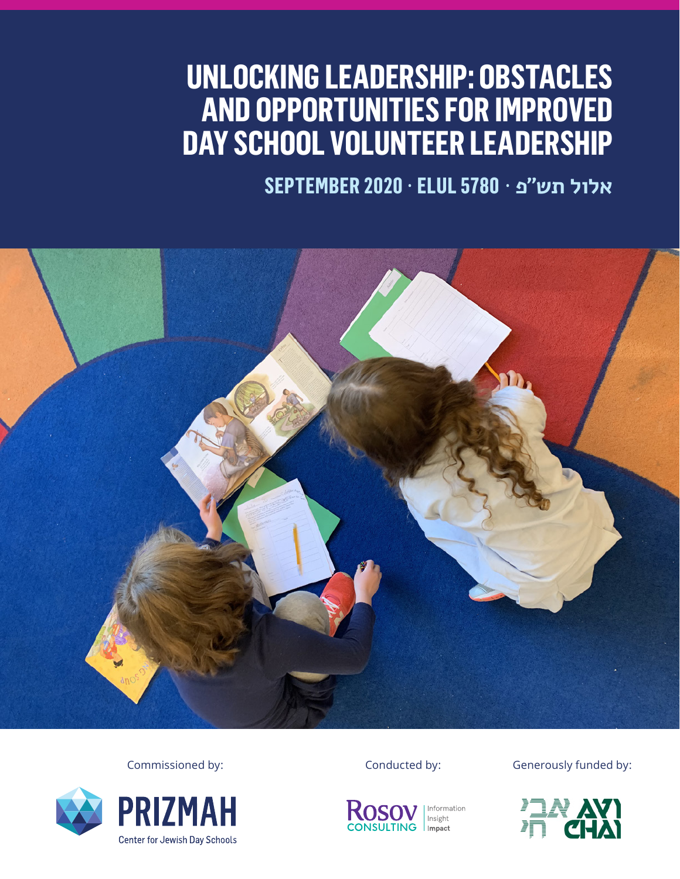# UNLOCKING LEADERSHIP: OBSTACLES AND OPPORTUNITIES FOR IMPROVED DAY SCHOOL VOLUNTEER LEADERSHIP

## SEPTEMBER 2020 · ELUL 5780 · אלול תש"פ

Commissioned by:

PRIZMAH
Center for Jewish Day Schools

Conducted by:

Rosov Consulting
Information Insight Impact

Generously funded by:

אבי חי AVI CHAI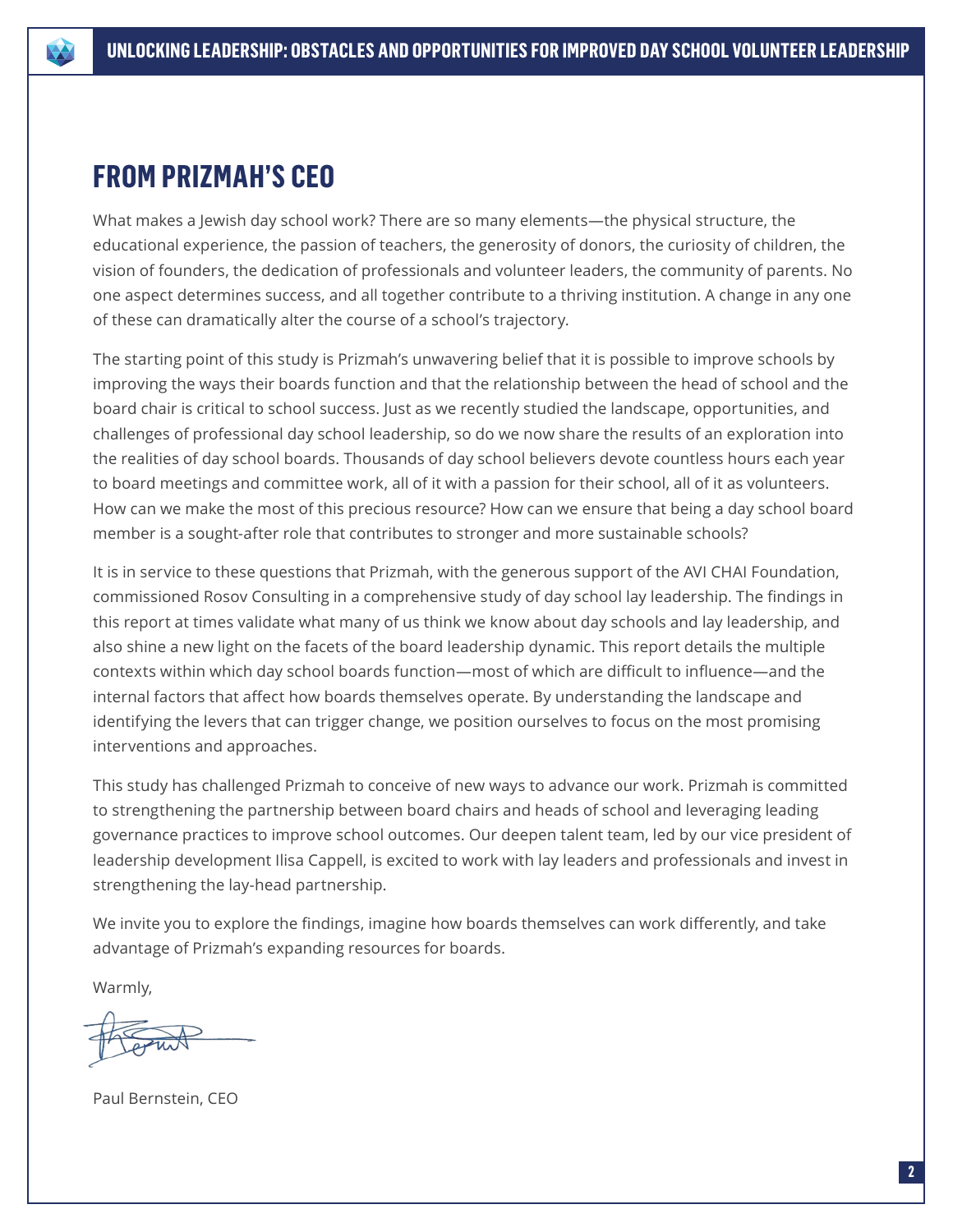# FROM PRIZMAH'S CEO

What makes a Jewish day school work? There are so many elements—the physical structure, the educational experience, the passion of teachers, the generosity of donors, the curiosity of children, the vision of founders, the dedication of professionals and volunteer leaders, the community of parents. No one aspect determines success, and all together contribute to a thriving institution. A change in any one of these can dramatically alter the course of a school's trajectory.

The starting point of this study is Prizmah's unwavering belief that it is possible to improve schools by improving the ways their boards function and that the relationship between the head of school and the board chair is critical to school success. Just as we recently studied the landscape, opportunities, and challenges of professional day school leadership, so do we now share the results of an exploration into the realities of day school boards. Thousands of day school believers devote countless hours each year to board meetings and committee work, all of it with a passion for their school, all of it as volunteers. How can we make the most of this precious resource? How can we ensure that being a day school board member is a sought-after role that contributes to stronger and more sustainable schools?

It is in service to these questions that Prizmah, with the generous support of the AVI CHAI Foundation, commissioned Rosov Consulting in a comprehensive study of day school lay leadership. The findings in this report at times validate what many of us think we know about day schools and lay leadership, and also shine a new light on the facets of the board leadership dynamic. This report details the multiple contexts within which day school boards function—most of which are difficult to influence—and the internal factors that affect how boards themselves operate. By understanding the landscape and identifying the levers that can trigger change, we position ourselves to focus on the most promising interventions and approaches.

This study has challenged Prizmah to conceive of new ways to advance our work. Prizmah is committed to strengthening the partnership between board chairs and heads of school and leveraging leading governance practices to improve school outcomes. Our deepen talent team, led by our vice president of leadership development Ilisa Cappell, is excited to work with lay leaders and professionals and invest in strengthening the lay-head partnership.

We invite you to explore the findings, imagine how boards themselves can work differently, and take advantage of Prizmah's expanding resources for boards.

Warmly,

Paul Bernstein, CEO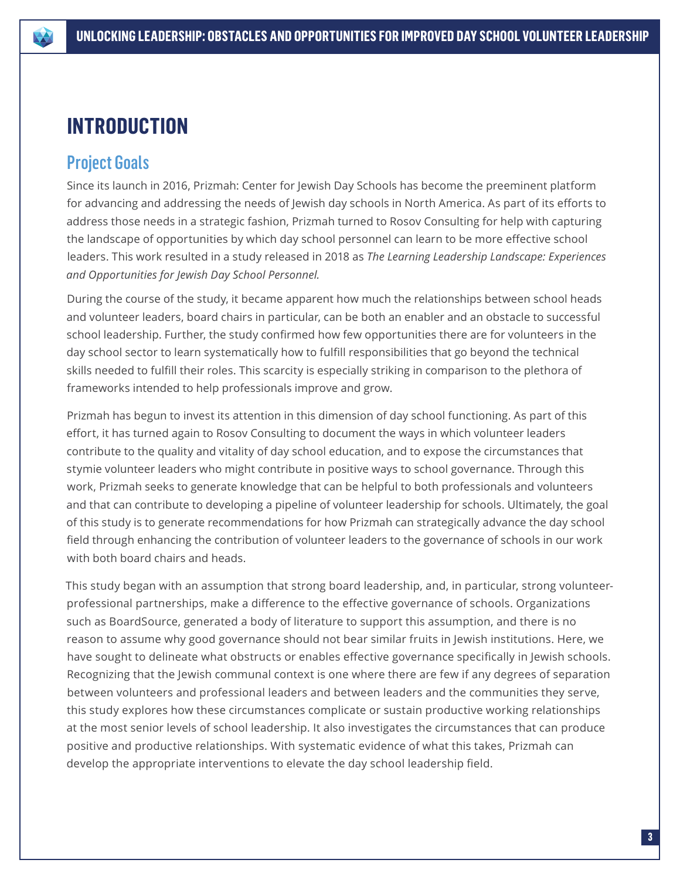# INTRODUCTION

## Project Goals

Since its launch in 2016, Prizmah: Center for Jewish Day Schools has become the preeminent platform for advancing and addressing the needs of Jewish day schools in North America. As part of its efforts to address those needs in a strategic fashion, Prizmah turned to Rosov Consulting for help with capturing the landscape of opportunities by which day school personnel can learn to be more effective school leaders. This work resulted in a study released in 2018 as *The Learning Leadership Landscape: Experiences and Opportunities for Jewish Day School Personnel.*

During the course of the study, it became apparent how much the relationships between school heads and volunteer leaders, board chairs in particular, can be both an enabler and an obstacle to successful school leadership. Further, the study confirmed how few opportunities there are for volunteers in the day school sector to learn systematically how to fulfill responsibilities that go beyond the technical skills needed to fulfill their roles. This scarcity is especially striking in comparison to the plethora of frameworks intended to help professionals improve and grow.

Prizmah has begun to invest its attention in this dimension of day school functioning. As part of this effort, it has turned again to Rosov Consulting to document the ways in which volunteer leaders contribute to the quality and vitality of day school education, and to expose the circumstances that stymie volunteer leaders who might contribute in positive ways to school governance. Through this work, Prizmah seeks to generate knowledge that can be helpful to both professionals and volunteers and that can contribute to developing a pipeline of volunteer leadership for schools. Ultimately, the goal of this study is to generate recommendations for how Prizmah can strategically advance the day school field through enhancing the contribution of volunteer leaders to the governance of schools in our work with both board chairs and heads.

This study began with an assumption that strong board leadership, and, in particular, strong volunteer-professional partnerships, make a difference to the effective governance of schools. Organizations such as BoardSource, generated a body of literature to support this assumption, and there is no reason to assume why good governance should not bear similar fruits in Jewish institutions. Here, we have sought to delineate what obstructs or enables effective governance specifically in Jewish schools. Recognizing that the Jewish communal context is one where there are few if any degrees of separation between volunteers and professional leaders and between leaders and the communities they serve, this study explores how these circumstances complicate or sustain productive working relationships at the most senior levels of school leadership. It also investigates the circumstances that can produce positive and productive relationships. With systematic evidence of what this takes, Prizmah can develop the appropriate interventions to elevate the day school leadership field.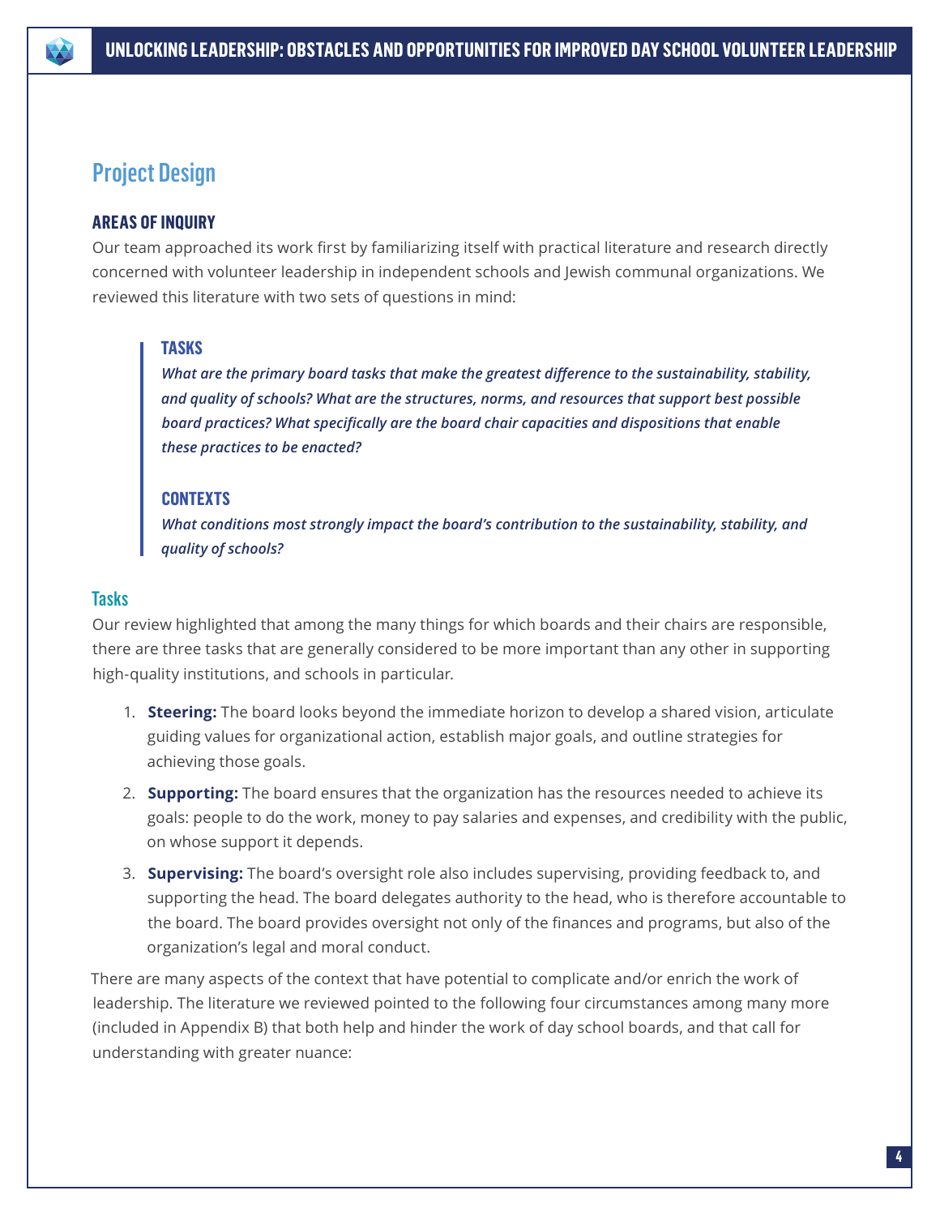## Project Design

### AREAS OF INQUIRY

Our team approached its work first by familiarizing itself with practical literature and research directly concerned with volunteer leadership in independent schools and Jewish communal organizations. We reviewed this literature with two sets of questions in mind:

> **TASKS**
>
> ***What are the primary board tasks that make the greatest difference to the sustainability, stability, and quality of schools? What are the structures, norms, and resources that support best possible board practices? What specifically are the board chair capacities and dispositions that enable these practices to be enacted?***
>
> **CONTEXTS**
>
> ***What conditions most strongly impact the board's contribution to the sustainability, stability, and quality of schools?***

### Tasks

Our review highlighted that among the many things for which boards and their chairs are responsible, there are three tasks that are generally considered to be more important than any other in supporting high-quality institutions, and schools in particular.

1. **Steering:** The board looks beyond the immediate horizon to develop a shared vision, articulate guiding values for organizational action, establish major goals, and outline strategies for achieving those goals.
2. **Supporting:** The board ensures that the organization has the resources needed to achieve its goals: people to do the work, money to pay salaries and expenses, and credibility with the public, on whose support it depends.
3. **Supervising:** The board's oversight role also includes supervising, providing feedback to, and supporting the head. The board delegates authority to the head, who is therefore accountable to the board. The board provides oversight not only of the finances and programs, but also of the organization's legal and moral conduct.

There are many aspects of the context that have potential to complicate and/or enrich the work of leadership. The literature we reviewed pointed to the following four circumstances among many more (included in Appendix B) that both help and hinder the work of day school boards, and that call for understanding with greater nuance: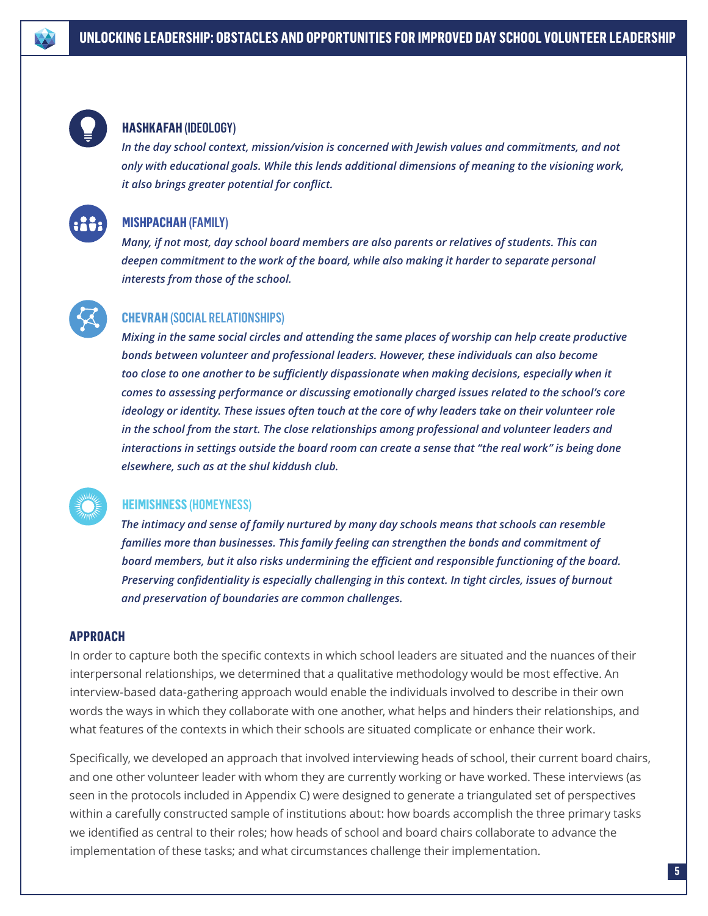### HASHKAFAH (IDEOLOGY)

*In the day school context, mission/vision is concerned with Jewish values and commitments, and not only with educational goals. While this lends additional dimensions of meaning to the visioning work, it also brings greater potential for conflict.*

### MISHPACHAH (FAMILY)

*Many, if not most, day school board members are also parents or relatives of students. This can deepen commitment to the work of the board, while also making it harder to separate personal interests from those of the school.*

### CHEVRAH (SOCIAL RELATIONSHIPS)

*Mixing in the same social circles and attending the same places of worship can help create productive bonds between volunteer and professional leaders. However, these individuals can also become too close to one another to be sufficiently dispassionate when making decisions, especially when it comes to assessing performance or discussing emotionally charged issues related to the school's core ideology or identity. These issues often touch at the core of why leaders take on their volunteer role in the school from the start. The close relationships among professional and volunteer leaders and interactions in settings outside the board room can create a sense that "the real work" is being done elsewhere, such as at the shul kiddush club.*

### HEIMISHNESS (HOMEYNESS)

*The intimacy and sense of family nurtured by many day schools means that schools can resemble families more than businesses. This family feeling can strengthen the bonds and commitment of board members, but it also risks undermining the efficient and responsible functioning of the board. Preserving confidentiality is especially challenging in this context. In tight circles, issues of burnout and preservation of boundaries are common challenges.*

## APPROACH

In order to capture both the specific contexts in which school leaders are situated and the nuances of their interpersonal relationships, we determined that a qualitative methodology would be most effective. An interview-based data-gathering approach would enable the individuals involved to describe in their own words the ways in which they collaborate with one another, what helps and hinders their relationships, and what features of the contexts in which their schools are situated complicate or enhance their work.

Specifically, we developed an approach that involved interviewing heads of school, their current board chairs, and one other volunteer leader with whom they are currently working or have worked. These interviews (as seen in the protocols included in Appendix C) were designed to generate a triangulated set of perspectives within a carefully constructed sample of institutions about: how boards accomplish the three primary tasks we identified as central to their roles; how heads of school and board chairs collaborate to advance the implementation of these tasks; and what circumstances challenge their implementation.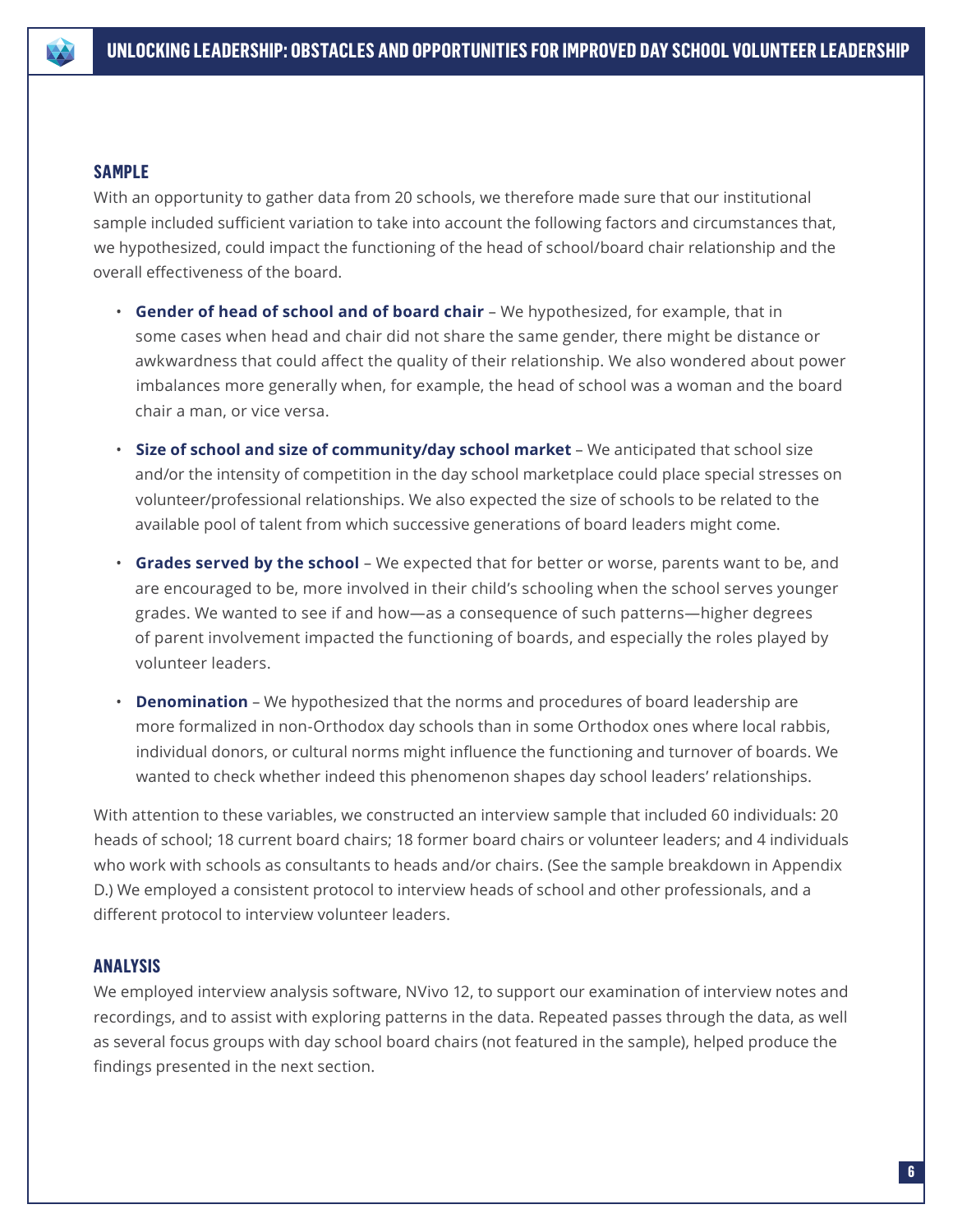## SAMPLE

With an opportunity to gather data from 20 schools, we therefore made sure that our institutional sample included sufficient variation to take into account the following factors and circumstances that, we hypothesized, could impact the functioning of the head of school/board chair relationship and the overall effectiveness of the board.

- **Gender of head of school and of board chair** – We hypothesized, for example, that in some cases when head and chair did not share the same gender, there might be distance or awkwardness that could affect the quality of their relationship. We also wondered about power imbalances more generally when, for example, the head of school was a woman and the board chair a man, or vice versa.
- **Size of school and size of community/day school market** – We anticipated that school size and/or the intensity of competition in the day school marketplace could place special stresses on volunteer/professional relationships. We also expected the size of schools to be related to the available pool of talent from which successive generations of board leaders might come.
- **Grades served by the school** – We expected that for better or worse, parents want to be, and are encouraged to be, more involved in their child's schooling when the school serves younger grades. We wanted to see if and how—as a consequence of such patterns—higher degrees of parent involvement impacted the functioning of boards, and especially the roles played by volunteer leaders.
- **Denomination** – We hypothesized that the norms and procedures of board leadership are more formalized in non-Orthodox day schools than in some Orthodox ones where local rabbis, individual donors, or cultural norms might influence the functioning and turnover of boards. We wanted to check whether indeed this phenomenon shapes day school leaders' relationships.

With attention to these variables, we constructed an interview sample that included 60 individuals: 20 heads of school; 18 current board chairs; 18 former board chairs or volunteer leaders; and 4 individuals who work with schools as consultants to heads and/or chairs. (See the sample breakdown in Appendix D.) We employed a consistent protocol to interview heads of school and other professionals, and a different protocol to interview volunteer leaders.

## ANALYSIS

We employed interview analysis software, NVivo 12, to support our examination of interview notes and recordings, and to assist with exploring patterns in the data. Repeated passes through the data, as well as several focus groups with day school board chairs (not featured in the sample), helped produce the findings presented in the next section.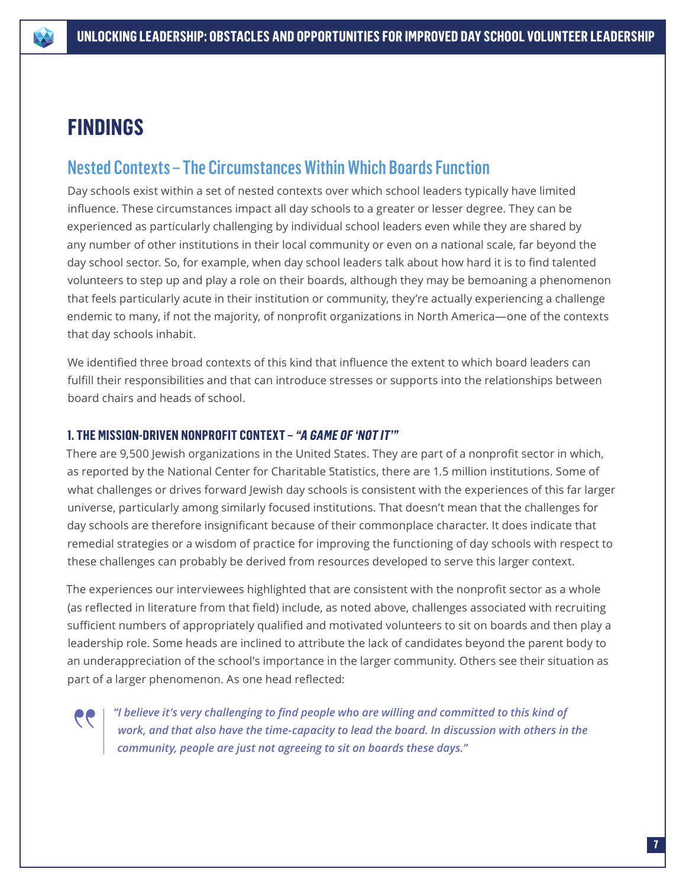# FINDINGS

## Nested Contexts – The Circumstances Within Which Boards Function

Day schools exist within a set of nested contexts over which school leaders typically have limited influence. These circumstances impact all day schools to a greater or lesser degree. They can be experienced as particularly challenging by individual school leaders even while they are shared by any number of other institutions in their local community or even on a national scale, far beyond the day school sector. So, for example, when day school leaders talk about how hard it is to find talented volunteers to step up and play a role on their boards, although they may be bemoaning a phenomenon that feels particularly acute in their institution or community, they're actually experiencing a challenge endemic to many, if not the majority, of nonprofit organizations in North America—one of the contexts that day schools inhabit.

We identified three broad contexts of this kind that influence the extent to which board leaders can fulfill their responsibilities and that can introduce stresses or supports into the relationships between board chairs and heads of school.

### 1. THE MISSION-DRIVEN NONPROFIT CONTEXT – *"A GAME OF 'NOT IT'"*

There are 9,500 Jewish organizations in the United States. They are part of a nonprofit sector in which, as reported by the National Center for Charitable Statistics, there are 1.5 million institutions. Some of what challenges or drives forward Jewish day schools is consistent with the experiences of this far larger universe, particularly among similarly focused institutions. That doesn't mean that the challenges for day schools are therefore insignificant because of their commonplace character. It does indicate that remedial strategies or a wisdom of practice for improving the functioning of day schools with respect to these challenges can probably be derived from resources developed to serve this larger context.

The experiences our interviewees highlighted that are consistent with the nonprofit sector as a whole (as reflected in literature from that field) include, as noted above, challenges associated with recruiting sufficient numbers of appropriately qualified and motivated volunteers to sit on boards and then play a leadership role. Some heads are inclined to attribute the lack of candidates beyond the parent body to an underappreciation of the school's importance in the larger community. Others see their situation as part of a larger phenomenon. As one head reflected:

> ***"I believe it's very challenging to find people who are willing and committed to this kind of work, and that also have the time-capacity to lead the board. In discussion with others in the community, people are just not agreeing to sit on boards these days."***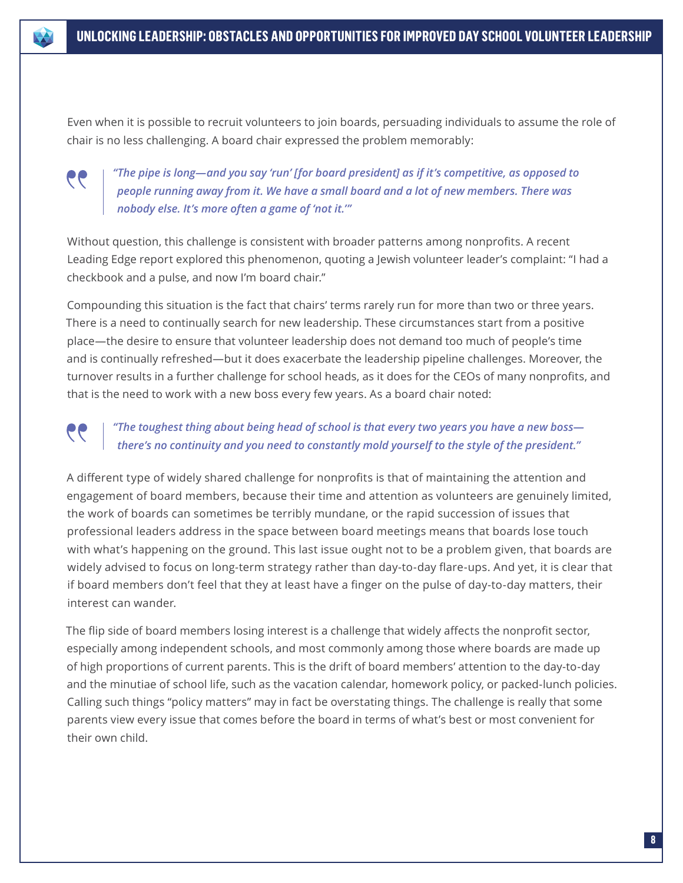Even when it is possible to recruit volunteers to join boards, persuading individuals to assume the role of chair is no less challenging. A board chair expressed the problem memorably:

> *"The pipe is long—and you say 'run' [for board president] as if it's competitive, as opposed to people running away from it. We have a small board and a lot of new members. There was nobody else. It's more often a game of 'not it.'"*

Without question, this challenge is consistent with broader patterns among nonprofits. A recent Leading Edge report explored this phenomenon, quoting a Jewish volunteer leader's complaint: "I had a checkbook and a pulse, and now I'm board chair."

Compounding this situation is the fact that chairs' terms rarely run for more than two or three years. There is a need to continually search for new leadership. These circumstances start from a positive place—the desire to ensure that volunteer leadership does not demand too much of people's time and is continually refreshed—but it does exacerbate the leadership pipeline challenges. Moreover, the turnover results in a further challenge for school heads, as it does for the CEOs of many nonprofits, and that is the need to work with a new boss every few years. As a board chair noted:

> *"The toughest thing about being head of school is that every two years you have a new boss—there's no continuity and you need to constantly mold yourself to the style of the president."*

A different type of widely shared challenge for nonprofits is that of maintaining the attention and engagement of board members, because their time and attention as volunteers are genuinely limited, the work of boards can sometimes be terribly mundane, or the rapid succession of issues that professional leaders address in the space between board meetings means that boards lose touch with what's happening on the ground. This last issue ought not to be a problem given, that boards are widely advised to focus on long-term strategy rather than day-to-day flare-ups. And yet, it is clear that if board members don't feel that they at least have a finger on the pulse of day-to-day matters, their interest can wander.

The flip side of board members losing interest is a challenge that widely affects the nonprofit sector, especially among independent schools, and most commonly among those where boards are made up of high proportions of current parents. This is the drift of board members' attention to the day-to-day and the minutiae of school life, such as the vacation calendar, homework policy, or packed-lunch policies. Calling such things "policy matters" may in fact be overstating things. The challenge is really that some parents view every issue that comes before the board in terms of what's best or most convenient for their own child.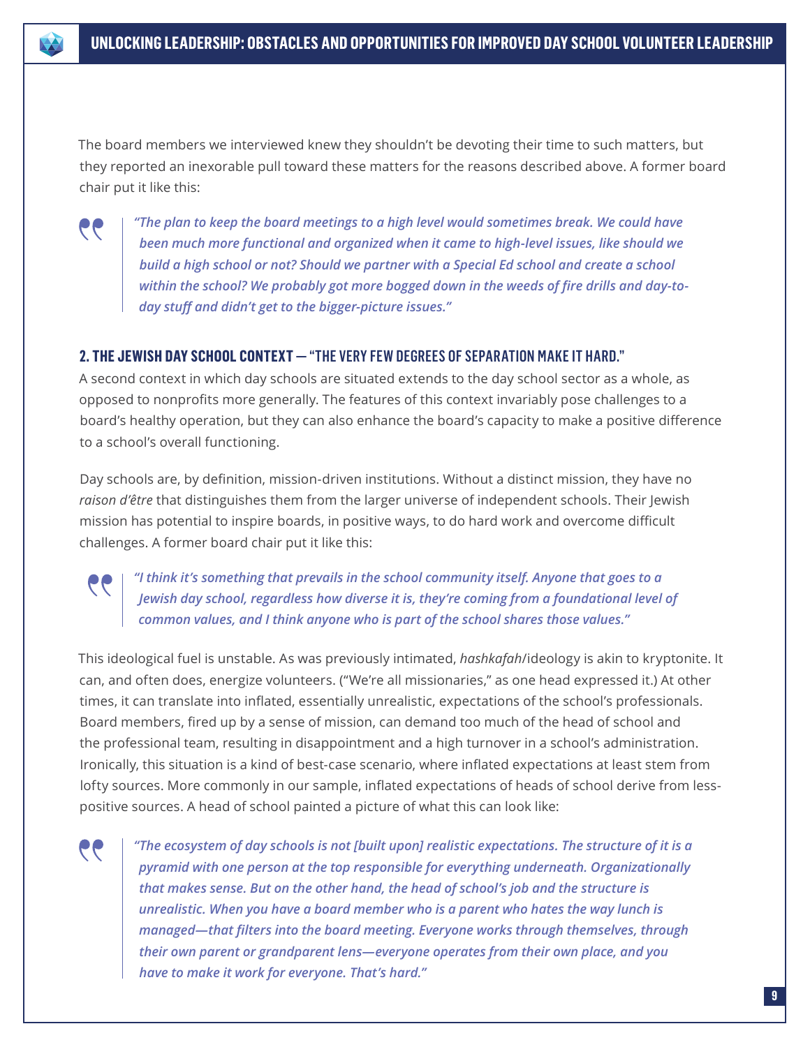The board members we interviewed knew they shouldn't be devoting their time to such matters, but they reported an inexorable pull toward these matters for the reasons described above. A former board chair put it like this:

> *"The plan to keep the board meetings to a high level would sometimes break. We could have been much more functional and organized when it came to high-level issues, like should we build a high school or not? Should we partner with a Special Ed school and create a school within the school? We probably got more bogged down in the weeds of fire drills and day-to-day stuff and didn't get to the bigger-picture issues."*

### 2. THE JEWISH DAY SCHOOL CONTEXT — "THE VERY FEW DEGREES OF SEPARATION MAKE IT HARD."

A second context in which day schools are situated extends to the day school sector as a whole, as opposed to nonprofits more generally. The features of this context invariably pose challenges to a board's healthy operation, but they can also enhance the board's capacity to make a positive difference to a school's overall functioning.

Day schools are, by definition, mission-driven institutions. Without a distinct mission, they have no *raison d'être* that distinguishes them from the larger universe of independent schools. Their Jewish mission has potential to inspire boards, in positive ways, to do hard work and overcome difficult challenges. A former board chair put it like this:

> *"I think it's something that prevails in the school community itself. Anyone that goes to a Jewish day school, regardless how diverse it is, they're coming from a foundational level of common values, and I think anyone who is part of the school shares those values."*

This ideological fuel is unstable. As was previously intimated, *hashkafah*/ideology is akin to kryptonite. It can, and often does, energize volunteers. ("We're all missionaries," as one head expressed it.) At other times, it can translate into inflated, essentially unrealistic, expectations of the school's professionals. Board members, fired up by a sense of mission, can demand too much of the head of school and the professional team, resulting in disappointment and a high turnover in a school's administration. Ironically, this situation is a kind of best-case scenario, where inflated expectations at least stem from lofty sources. More commonly in our sample, inflated expectations of heads of school derive from less-positive sources. A head of school painted a picture of what this can look like:

> *"The ecosystem of day schools is not [built upon] realistic expectations. The structure of it is a pyramid with one person at the top responsible for everything underneath. Organizationally that makes sense. But on the other hand, the head of school's job and the structure is unrealistic. When you have a board member who is a parent who hates the way lunch is managed—that filters into the board meeting. Everyone works through themselves, through their own parent or grandparent lens—everyone operates from their own place, and you have to make it work for everyone. That's hard."*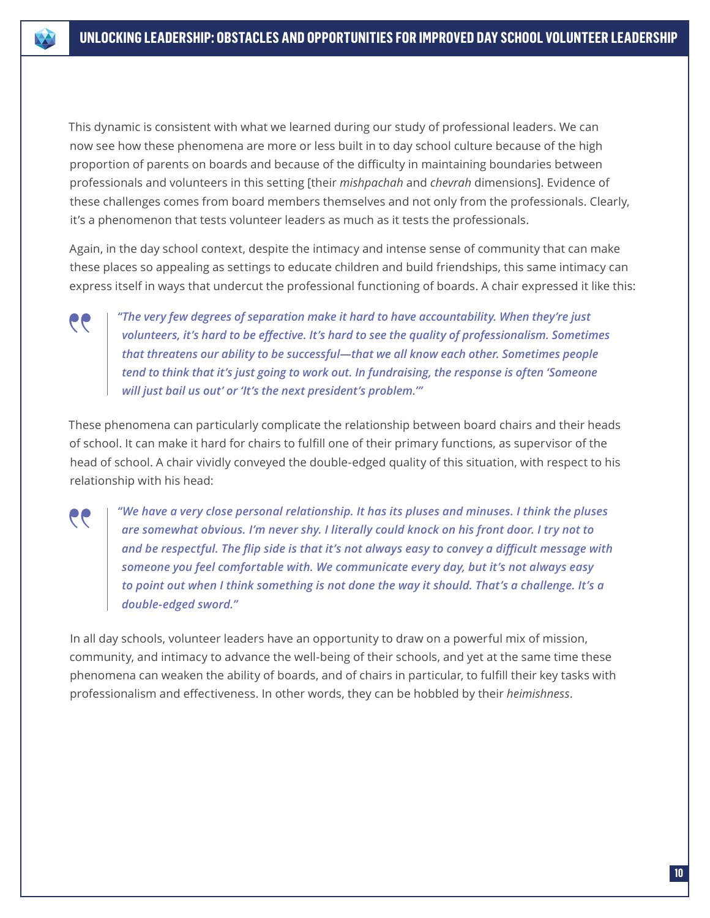This dynamic is consistent with what we learned during our study of professional leaders. We can now see how these phenomena are more or less built in to day school culture because of the high proportion of parents on boards and because of the difficulty in maintaining boundaries between professionals and volunteers in this setting [their *mishpachah* and *chevrah* dimensions]. Evidence of these challenges comes from board members themselves and not only from the professionals. Clearly, it's a phenomenon that tests volunteer leaders as much as it tests the professionals.

Again, in the day school context, despite the intimacy and intense sense of community that can make these places so appealing as settings to educate children and build friendships, this same intimacy can express itself in ways that undercut the professional functioning of boards. A chair expressed it like this:

> ***"The very few degrees of separation make it hard to have accountability. When they're just volunteers, it's hard to be effective. It's hard to see the quality of professionalism. Sometimes that threatens our ability to be successful—that we all know each other. Sometimes people tend to think that it's just going to work out. In fundraising, the response is often 'Someone will just bail us out' or 'It's the next president's problem.'"***

These phenomena can particularly complicate the relationship between board chairs and their heads of school. It can make it hard for chairs to fulfill one of their primary functions, as supervisor of the head of school. A chair vividly conveyed the double-edged quality of this situation, with respect to his relationship with his head:

> ***"We have a very close personal relationship. It has its pluses and minuses. I think the pluses are somewhat obvious. I'm never shy. I literally could knock on his front door. I try not to and be respectful. The flip side is that it's not always easy to convey a difficult message with someone you feel comfortable with. We communicate every day, but it's not always easy to point out when I think something is not done the way it should. That's a challenge. It's a double-edged sword."***

In all day schools, volunteer leaders have an opportunity to draw on a powerful mix of mission, community, and intimacy to advance the well-being of their schools, and yet at the same time these phenomena can weaken the ability of boards, and of chairs in particular, to fulfill their key tasks with professionalism and effectiveness. In other words, they can be hobbled by their *heimishness*.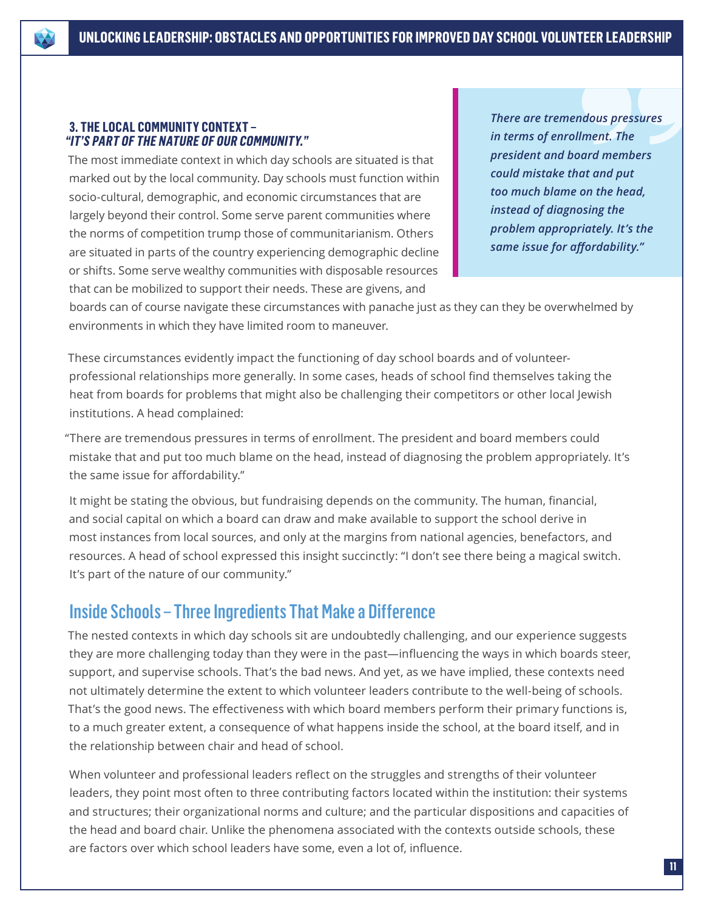### 3. THE LOCAL COMMUNITY CONTEXT – *"IT'S PART OF THE NATURE OF OUR COMMUNITY."*

> ***There are tremendous pressures in terms of enrollment. The president and board members could mistake that and put too much blame on the head, instead of diagnosing the problem appropriately. It's the same issue for affordability."***

The most immediate context in which day schools are situated is that marked out by the local community. Day schools must function within socio-cultural, demographic, and economic circumstances that are largely beyond their control. Some serve parent communities where the norms of competition trump those of communitarianism. Others are situated in parts of the country experiencing demographic decline or shifts. Some serve wealthy communities with disposable resources that can be mobilized to support their needs. These are givens, and boards can of course navigate these circumstances with panache just as they can they be overwhelmed by environments in which they have limited room to maneuver.

These circumstances evidently impact the functioning of day school boards and of volunteer-professional relationships more generally. In some cases, heads of school find themselves taking the heat from boards for problems that might also be challenging their competitors or other local Jewish institutions. A head complained:

"There are tremendous pressures in terms of enrollment. The president and board members could mistake that and put too much blame on the head, instead of diagnosing the problem appropriately. It's the same issue for affordability."

It might be stating the obvious, but fundraising depends on the community. The human, financial, and social capital on which a board can draw and make available to support the school derive in most instances from local sources, and only at the margins from national agencies, benefactors, and resources. A head of school expressed this insight succinctly: "I don't see there being a magical switch. It's part of the nature of our community."

## Inside Schools – Three Ingredients That Make a Difference

The nested contexts in which day schools sit are undoubtedly challenging, and our experience suggests they are more challenging today than they were in the past—influencing the ways in which boards steer, support, and supervise schools. That's the bad news. And yet, as we have implied, these contexts need not ultimately determine the extent to which volunteer leaders contribute to the well-being of schools. That's the good news. The effectiveness with which board members perform their primary functions is, to a much greater extent, a consequence of what happens inside the school, at the board itself, and in the relationship between chair and head of school.

When volunteer and professional leaders reflect on the struggles and strengths of their volunteer leaders, they point most often to three contributing factors located within the institution: their systems and structures; their organizational norms and culture; and the particular dispositions and capacities of the head and board chair. Unlike the phenomena associated with the contexts outside schools, these are factors over which school leaders have some, even a lot of, influence.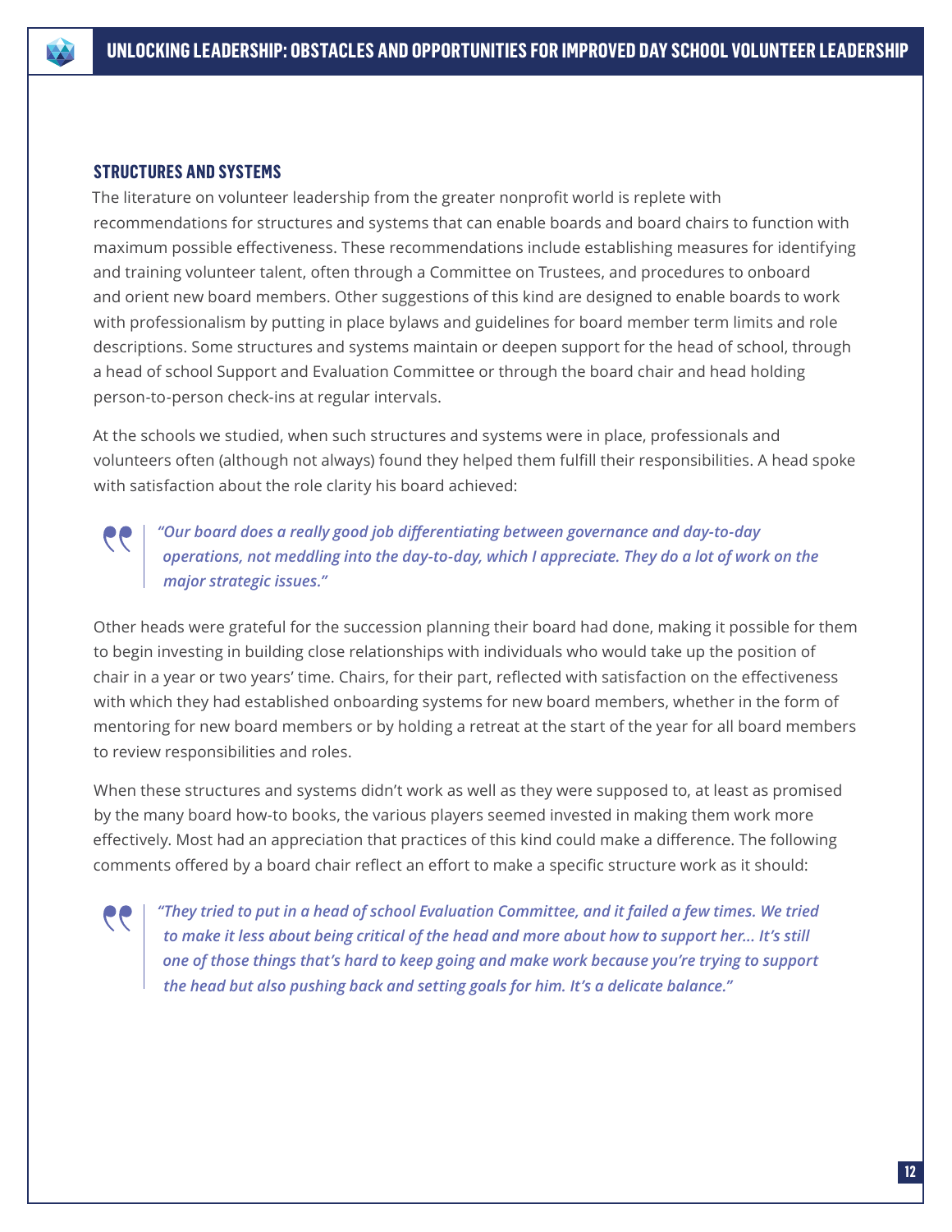### STRUCTURES AND SYSTEMS

The literature on volunteer leadership from the greater nonprofit world is replete with recommendations for structures and systems that can enable boards and board chairs to function with maximum possible effectiveness. These recommendations include establishing measures for identifying and training volunteer talent, often through a Committee on Trustees, and procedures to onboard and orient new board members. Other suggestions of this kind are designed to enable boards to work with professionalism by putting in place bylaws and guidelines for board member term limits and role descriptions. Some structures and systems maintain or deepen support for the head of school, through a head of school Support and Evaluation Committee or through the board chair and head holding person-to-person check-ins at regular intervals.

At the schools we studied, when such structures and systems were in place, professionals and volunteers often (although not always) found they helped them fulfill their responsibilities. A head spoke with satisfaction about the role clarity his board achieved:

> *"Our board does a really good job differentiating between governance and day-to-day operations, not meddling into the day-to-day, which I appreciate. They do a lot of work on the major strategic issues."*

Other heads were grateful for the succession planning their board had done, making it possible for them to begin investing in building close relationships with individuals who would take up the position of chair in a year or two years' time. Chairs, for their part, reflected with satisfaction on the effectiveness with which they had established onboarding systems for new board members, whether in the form of mentoring for new board members or by holding a retreat at the start of the year for all board members to review responsibilities and roles.

When these structures and systems didn't work as well as they were supposed to, at least as promised by the many board how-to books, the various players seemed invested in making them work more effectively. Most had an appreciation that practices of this kind could make a difference. The following comments offered by a board chair reflect an effort to make a specific structure work as it should:

> *"They tried to put in a head of school Evaluation Committee, and it failed a few times. We tried to make it less about being critical of the head and more about how to support her... It's still one of those things that's hard to keep going and make work because you're trying to support the head but also pushing back and setting goals for him. It's a delicate balance."*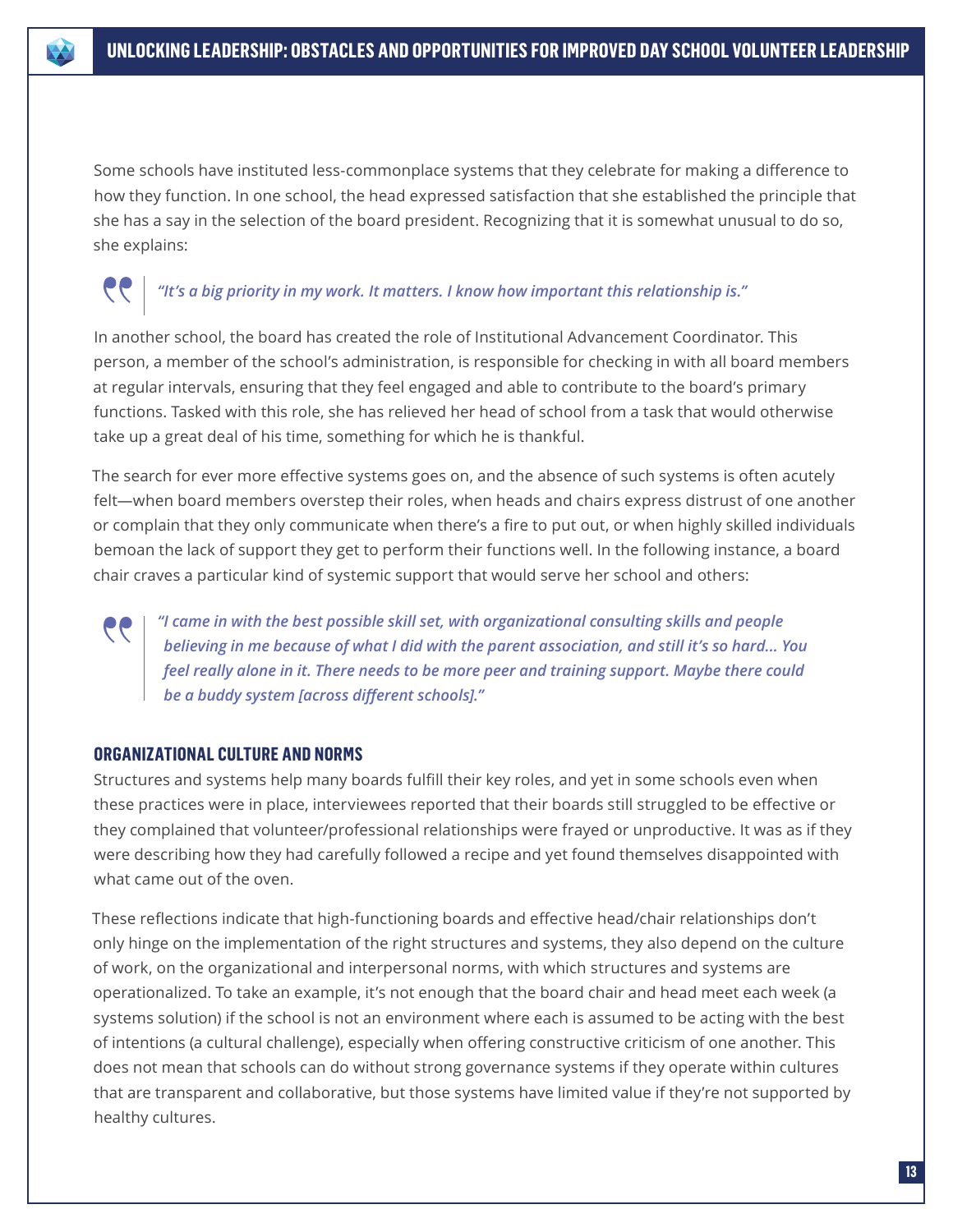Some schools have instituted less-commonplace systems that they celebrate for making a difference to how they function. In one school, the head expressed satisfaction that she established the principle that she has a say in the selection of the board president. Recognizing that it is somewhat unusual to do so, she explains:

> *"It's a big priority in my work. It matters. I know how important this relationship is."*

In another school, the board has created the role of Institutional Advancement Coordinator. This person, a member of the school's administration, is responsible for checking in with all board members at regular intervals, ensuring that they feel engaged and able to contribute to the board's primary functions. Tasked with this role, she has relieved her head of school from a task that would otherwise take up a great deal of his time, something for which he is thankful.

The search for ever more effective systems goes on, and the absence of such systems is often acutely felt—when board members overstep their roles, when heads and chairs express distrust of one another or complain that they only communicate when there's a fire to put out, or when highly skilled individuals bemoan the lack of support they get to perform their functions well. In the following instance, a board chair craves a particular kind of systemic support that would serve her school and others:

> *"I came in with the best possible skill set, with organizational consulting skills and people believing in me because of what I did with the parent association, and still it's so hard... You feel really alone in it. There needs to be more peer and training support. Maybe there could be a buddy system [across different schools]."*

### ORGANIZATIONAL CULTURE AND NORMS

Structures and systems help many boards fulfill their key roles, and yet in some schools even when these practices were in place, interviewees reported that their boards still struggled to be effective or they complained that volunteer/professional relationships were frayed or unproductive. It was as if they were describing how they had carefully followed a recipe and yet found themselves disappointed with what came out of the oven.

These reflections indicate that high-functioning boards and effective head/chair relationships don't only hinge on the implementation of the right structures and systems, they also depend on the culture of work, on the organizational and interpersonal norms, with which structures and systems are operationalized. To take an example, it's not enough that the board chair and head meet each week (a systems solution) if the school is not an environment where each is assumed to be acting with the best of intentions (a cultural challenge), especially when offering constructive criticism of one another. This does not mean that schools can do without strong governance systems if they operate within cultures that are transparent and collaborative, but those systems have limited value if they're not supported by healthy cultures.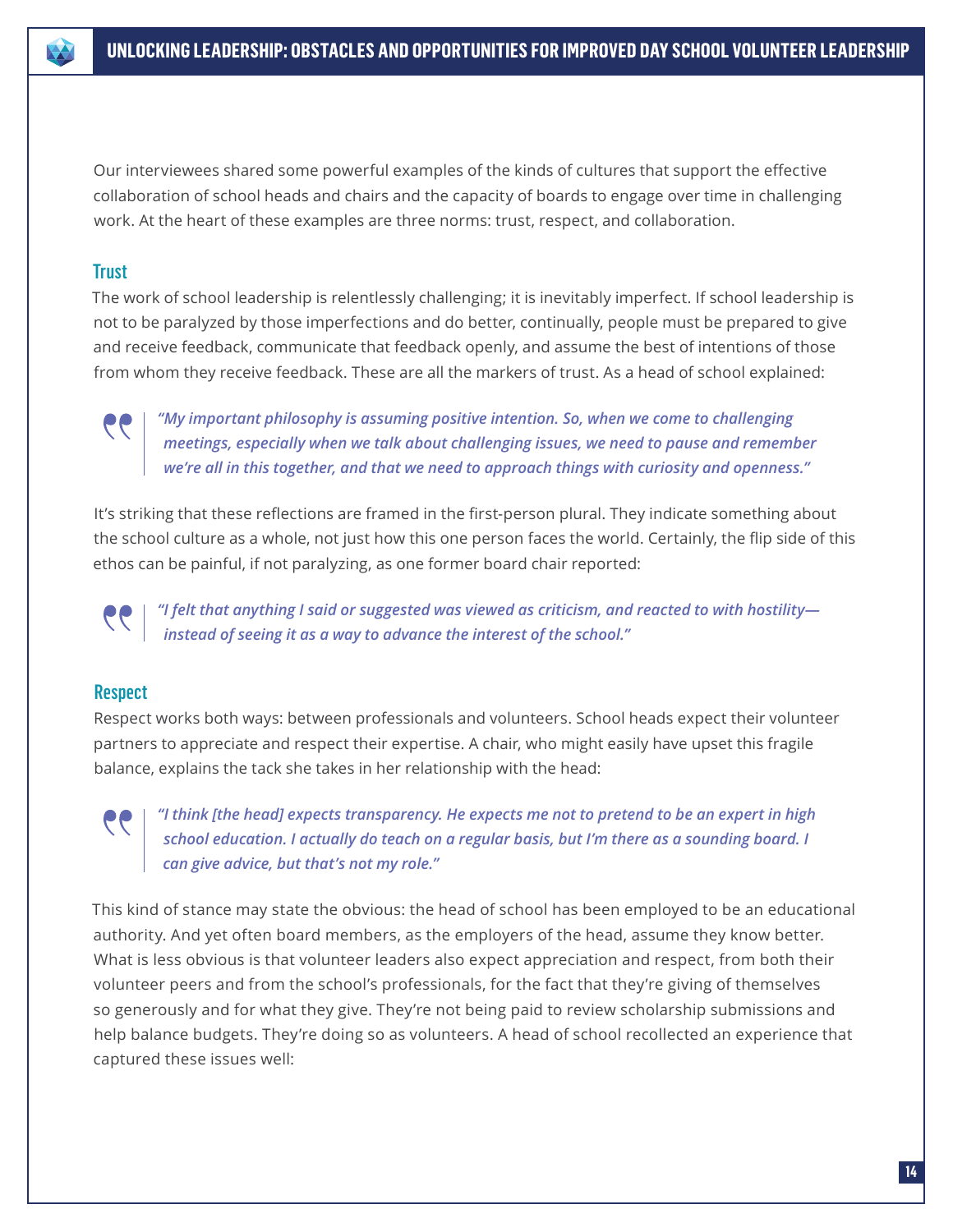Our interviewees shared some powerful examples of the kinds of cultures that support the effective collaboration of school heads and chairs and the capacity of boards to engage over time in challenging work. At the heart of these examples are three norms: trust, respect, and collaboration.

### Trust

The work of school leadership is relentlessly challenging; it is inevitably imperfect. If school leadership is not to be paralyzed by those imperfections and do better, continually, people must be prepared to give and receive feedback, communicate that feedback openly, and assume the best of intentions of those from whom they receive feedback. These are all the markers of trust. As a head of school explained:

> *"My important philosophy is assuming positive intention. So, when we come to challenging meetings, especially when we talk about challenging issues, we need to pause and remember we're all in this together, and that we need to approach things with curiosity and openness."*

It's striking that these reflections are framed in the first-person plural. They indicate something about the school culture as a whole, not just how this one person faces the world. Certainly, the flip side of this ethos can be painful, if not paralyzing, as one former board chair reported:

> *"I felt that anything I said or suggested was viewed as criticism, and reacted to with hostility—instead of seeing it as a way to advance the interest of the school."*

### Respect

Respect works both ways: between professionals and volunteers. School heads expect their volunteer partners to appreciate and respect their expertise. A chair, who might easily have upset this fragile balance, explains the tack she takes in her relationship with the head:

> *"I think [the head] expects transparency. He expects me not to pretend to be an expert in high school education. I actually do teach on a regular basis, but I'm there as a sounding board. I can give advice, but that's not my role."*

This kind of stance may state the obvious: the head of school has been employed to be an educational authority. And yet often board members, as the employers of the head, assume they know better. What is less obvious is that volunteer leaders also expect appreciation and respect, from both their volunteer peers and from the school's professionals, for the fact that they're giving of themselves so generously and for what they give. They're not being paid to review scholarship submissions and help balance budgets. They're doing so as volunteers. A head of school recollected an experience that captured these issues well: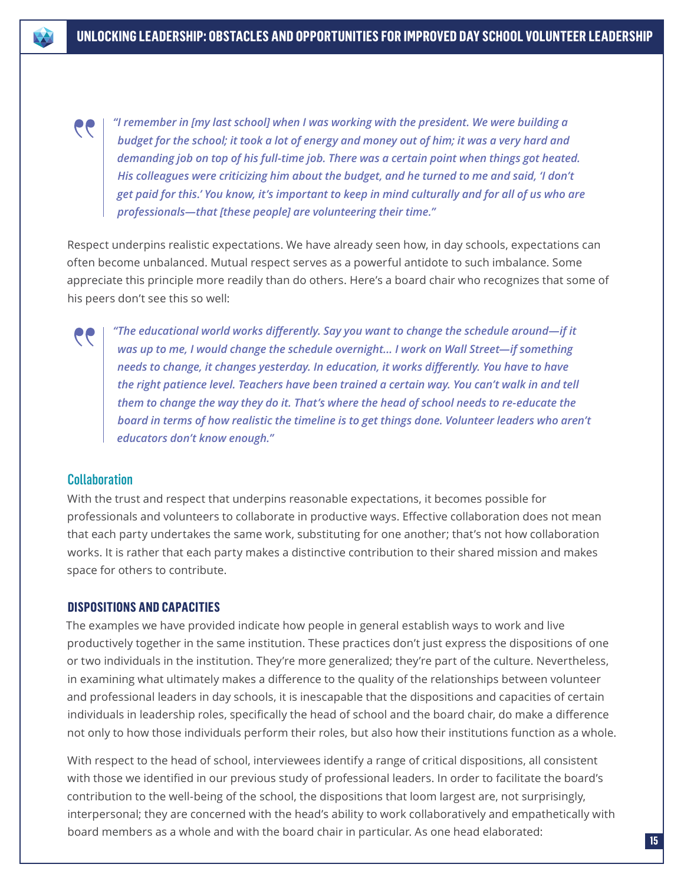> *"I remember in [my last school] when I was working with the president. We were building a budget for the school; it took a lot of energy and money out of him; it was a very hard and demanding job on top of his full-time job. There was a certain point when things got heated. His colleagues were criticizing him about the budget, and he turned to me and said, 'I don't get paid for this.' You know, it's important to keep in mind culturally and for all of us who are professionals—that [these people] are volunteering their time."*

Respect underpins realistic expectations. We have already seen how, in day schools, expectations can often become unbalanced. Mutual respect serves as a powerful antidote to such imbalance. Some appreciate this principle more readily than do others. Here's a board chair who recognizes that some of his peers don't see this so well:

> *"The educational world works differently. Say you want to change the schedule around—if it was up to me, I would change the schedule overnight… I work on Wall Street—if something needs to change, it changes yesterday. In education, it works differently. You have to have the right patience level. Teachers have been trained a certain way. You can't walk in and tell them to change the way they do it. That's where the head of school needs to re-educate the board in terms of how realistic the timeline is to get things done. Volunteer leaders who aren't educators don't know enough."*

### Collaboration

With the trust and respect that underpins reasonable expectations, it becomes possible for professionals and volunteers to collaborate in productive ways. Effective collaboration does not mean that each party undertakes the same work, substituting for one another; that's not how collaboration works. It is rather that each party makes a distinctive contribution to their shared mission and makes space for others to contribute.

## DISPOSITIONS AND CAPACITIES

The examples we have provided indicate how people in general establish ways to work and live productively together in the same institution. These practices don't just express the dispositions of one or two individuals in the institution. They're more generalized; they're part of the culture. Nevertheless, in examining what ultimately makes a difference to the quality of the relationships between volunteer and professional leaders in day schools, it is inescapable that the dispositions and capacities of certain individuals in leadership roles, specifically the head of school and the board chair, do make a difference not only to how those individuals perform their roles, but also how their institutions function as a whole.

With respect to the head of school, interviewees identify a range of critical dispositions, all consistent with those we identified in our previous study of professional leaders. In order to facilitate the board's contribution to the well-being of the school, the dispositions that loom largest are, not surprisingly, interpersonal; they are concerned with the head's ability to work collaboratively and empathetically with board members as a whole and with the board chair in particular. As one head elaborated: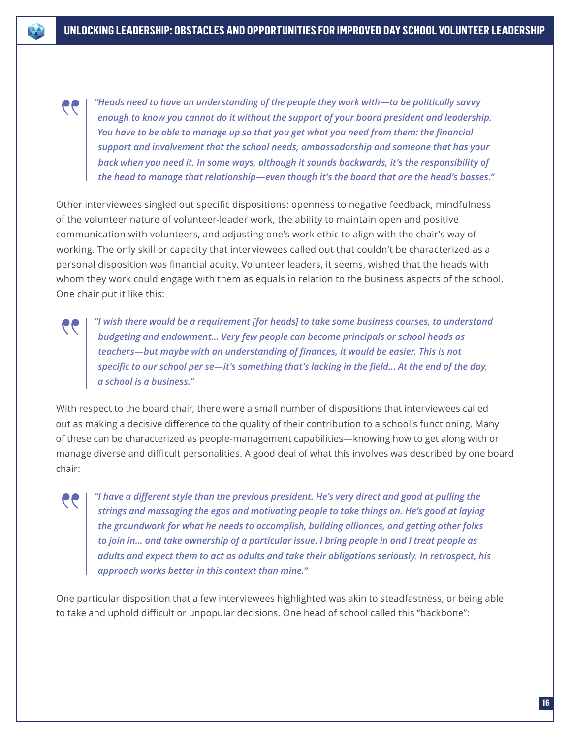> *"Heads need to have an understanding of the people they work with—to be politically savvy enough to know you cannot do it without the support of your board president and leadership. You have to be able to manage up so that you get what you need from them: the financial support and involvement that the school needs, ambassadorship and someone that has your back when you need it. In some ways, although it sounds backwards, it's the responsibility of the head to manage that relationship—even though it's the board that are the head's bosses."*

Other interviewees singled out specific dispositions: openness to negative feedback, mindfulness of the volunteer nature of volunteer-leader work, the ability to maintain open and positive communication with volunteers, and adjusting one's work ethic to align with the chair's way of working. The only skill or capacity that interviewees called out that couldn't be characterized as a personal disposition was financial acuity. Volunteer leaders, it seems, wished that the heads with whom they work could engage with them as equals in relation to the business aspects of the school. One chair put it like this:

> *"I wish there would be a requirement [for heads] to take some business courses, to understand budgeting and endowment... Very few people can become principals or school heads as teachers—but maybe with an understanding of finances, it would be easier. This is not specific to our school per se—it's something that's lacking in the field... At the end of the day, a school is a business."*

With respect to the board chair, there were a small number of dispositions that interviewees called out as making a decisive difference to the quality of their contribution to a school's functioning. Many of these can be characterized as people-management capabilities—knowing how to get along with or manage diverse and difficult personalities. A good deal of what this involves was described by one board chair:

> *"I have a different style than the previous president. He's very direct and good at pulling the strings and massaging the egos and motivating people to take things on. He's good at laying the groundwork for what he needs to accomplish, building alliances, and getting other folks to join in... and take ownership of a particular issue. I bring people in and I treat people as adults and expect them to act as adults and take their obligations seriously. In retrospect, his approach works better in this context than mine."*

One particular disposition that a few interviewees highlighted was akin to steadfastness, or being able to take and uphold difficult or unpopular decisions. One head of school called this "backbone":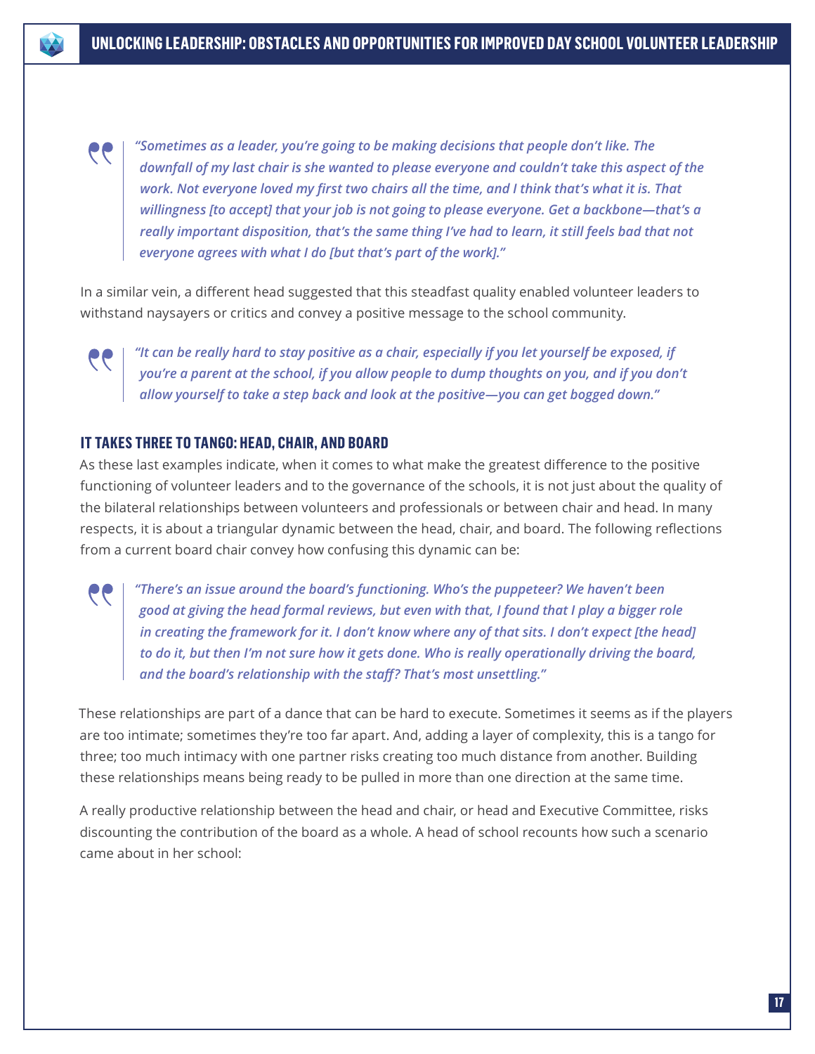> *"Sometimes as a leader, you're going to be making decisions that people don't like. The downfall of my last chair is she wanted to please everyone and couldn't take this aspect of the work. Not everyone loved my first two chairs all the time, and I think that's what it is. That willingness [to accept] that your job is not going to please everyone. Get a backbone—that's a really important disposition, that's the same thing I've had to learn, it still feels bad that not everyone agrees with what I do [but that's part of the work]."*

In a similar vein, a different head suggested that this steadfast quality enabled volunteer leaders to withstand naysayers or critics and convey a positive message to the school community.

> *"It can be really hard to stay positive as a chair, especially if you let yourself be exposed, if you're a parent at the school, if you allow people to dump thoughts on you, and if you don't allow yourself to take a step back and look at the positive—you can get bogged down."*

### IT TAKES THREE TO TANGO: HEAD, CHAIR, AND BOARD

As these last examples indicate, when it comes to what make the greatest difference to the positive functioning of volunteer leaders and to the governance of the schools, it is not just about the quality of the bilateral relationships between volunteers and professionals or between chair and head. In many respects, it is about a triangular dynamic between the head, chair, and board. The following reflections from a current board chair convey how confusing this dynamic can be:

> *"There's an issue around the board's functioning. Who's the puppeteer? We haven't been good at giving the head formal reviews, but even with that, I found that I play a bigger role in creating the framework for it. I don't know where any of that sits. I don't expect [the head] to do it, but then I'm not sure how it gets done. Who is really operationally driving the board, and the board's relationship with the staff? That's most unsettling."*

These relationships are part of a dance that can be hard to execute. Sometimes it seems as if the players are too intimate; sometimes they're too far apart. And, adding a layer of complexity, this is a tango for three; too much intimacy with one partner risks creating too much distance from another. Building these relationships means being ready to be pulled in more than one direction at the same time.

A really productive relationship between the head and chair, or head and Executive Committee, risks discounting the contribution of the board as a whole. A head of school recounts how such a scenario came about in her school: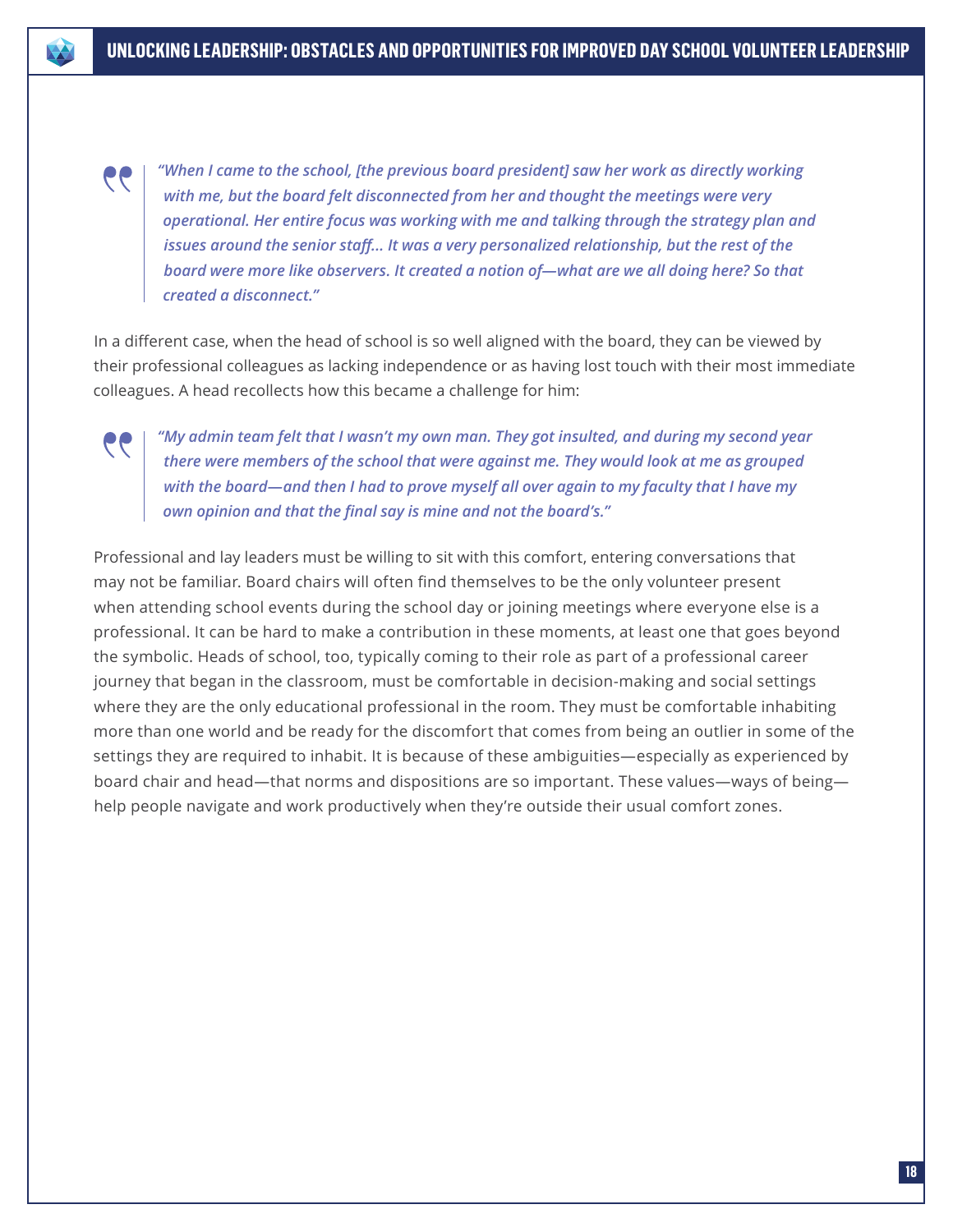> *"When I came to the school, [the previous board president] saw her work as directly working with me, but the board felt disconnected from her and thought the meetings were very operational. Her entire focus was working with me and talking through the strategy plan and issues around the senior staff... It was a very personalized relationship, but the rest of the board were more like observers. It created a notion of—what are we all doing here? So that created a disconnect."*

In a different case, when the head of school is so well aligned with the board, they can be viewed by their professional colleagues as lacking independence or as having lost touch with their most immediate colleagues. A head recollects how this became a challenge for him:

> *"My admin team felt that I wasn't my own man. They got insulted, and during my second year there were members of the school that were against me. They would look at me as grouped with the board—and then I had to prove myself all over again to my faculty that I have my own opinion and that the final say is mine and not the board's."*

Professional and lay leaders must be willing to sit with this comfort, entering conversations that may not be familiar. Board chairs will often find themselves to be the only volunteer present when attending school events during the school day or joining meetings where everyone else is a professional. It can be hard to make a contribution in these moments, at least one that goes beyond the symbolic. Heads of school, too, typically coming to their role as part of a professional career journey that began in the classroom, must be comfortable in decision-making and social settings where they are the only educational professional in the room. They must be comfortable inhabiting more than one world and be ready for the discomfort that comes from being an outlier in some of the settings they are required to inhabit. It is because of these ambiguities—especially as experienced by board chair and head—that norms and dispositions are so important. These values—ways of being—help people navigate and work productively when they're outside their usual comfort zones.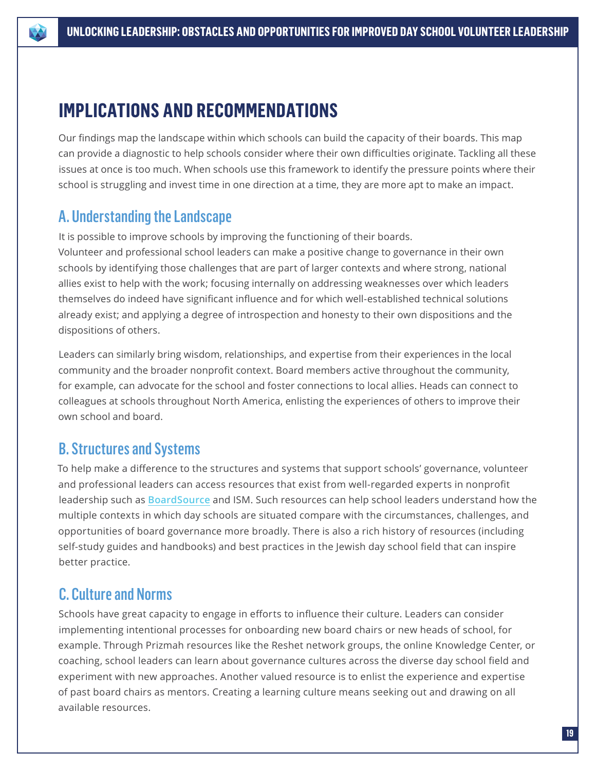# IMPLICATIONS AND RECOMMENDATIONS

Our findings map the landscape within which schools can build the capacity of their boards. This map can provide a diagnostic to help schools consider where their own difficulties originate. Tackling all these issues at once is too much. When schools use this framework to identify the pressure points where their school is struggling and invest time in one direction at a time, they are more apt to make an impact.

## A. Understanding the Landscape

It is possible to improve schools by improving the functioning of their boards. Volunteer and professional school leaders can make a positive change to governance in their own schools by identifying those challenges that are part of larger contexts and where strong, national allies exist to help with the work; focusing internally on addressing weaknesses over which leaders themselves do indeed have significant influence and for which well-established technical solutions already exist; and applying a degree of introspection and honesty to their own dispositions and the dispositions of others.

Leaders can similarly bring wisdom, relationships, and expertise from their experiences in the local community and the broader nonprofit context. Board members active throughout the community, for example, can advocate for the school and foster connections to local allies. Heads can connect to colleagues at schools throughout North America, enlisting the experiences of others to improve their own school and board.

## B. Structures and Systems

To help make a difference to the structures and systems that support schools' governance, volunteer and professional leaders can access resources that exist from well-regarded experts in nonprofit leadership such as BoardSource and ISM. Such resources can help school leaders understand how the multiple contexts in which day schools are situated compare with the circumstances, challenges, and opportunities of board governance more broadly. There is also a rich history of resources (including self-study guides and handbooks) and best practices in the Jewish day school field that can inspire better practice.

## C. Culture and Norms

Schools have great capacity to engage in efforts to influence their culture. Leaders can consider implementing intentional processes for onboarding new board chairs or new heads of school, for example. Through Prizmah resources like the Reshet network groups, the online Knowledge Center, or coaching, school leaders can learn about governance cultures across the diverse day school field and experiment with new approaches. Another valued resource is to enlist the experience and expertise of past board chairs as mentors. Creating a learning culture means seeking out and drawing on all available resources.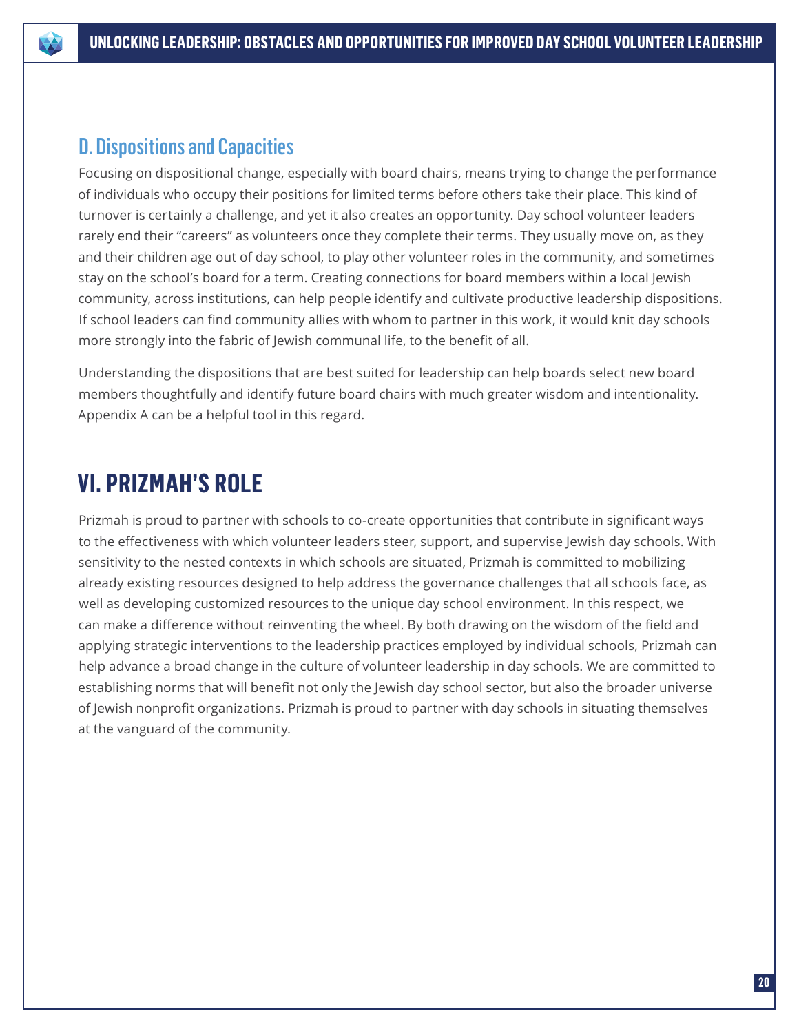### D. Dispositions and Capacities

Focusing on dispositional change, especially with board chairs, means trying to change the performance of individuals who occupy their positions for limited terms before others take their place. This kind of turnover is certainly a challenge, and yet it also creates an opportunity. Day school volunteer leaders rarely end their "careers" as volunteers once they complete their terms. They usually move on, as they and their children age out of day school, to play other volunteer roles in the community, and sometimes stay on the school's board for a term. Creating connections for board members within a local Jewish community, across institutions, can help people identify and cultivate productive leadership dispositions. If school leaders can find community allies with whom to partner in this work, it would knit day schools more strongly into the fabric of Jewish communal life, to the benefit of all.

Understanding the dispositions that are best suited for leadership can help boards select new board members thoughtfully and identify future board chairs with much greater wisdom and intentionality. Appendix A can be a helpful tool in this regard.

## VI. PRIZMAH'S ROLE

Prizmah is proud to partner with schools to co-create opportunities that contribute in significant ways to the effectiveness with which volunteer leaders steer, support, and supervise Jewish day schools. With sensitivity to the nested contexts in which schools are situated, Prizmah is committed to mobilizing already existing resources designed to help address the governance challenges that all schools face, as well as developing customized resources to the unique day school environment. In this respect, we can make a difference without reinventing the wheel. By both drawing on the wisdom of the field and applying strategic interventions to the leadership practices employed by individual schools, Prizmah can help advance a broad change in the culture of volunteer leadership in day schools. We are committed to establishing norms that will benefit not only the Jewish day school sector, but also the broader universe of Jewish nonprofit organizations. Prizmah is proud to partner with day schools in situating themselves at the vanguard of the community.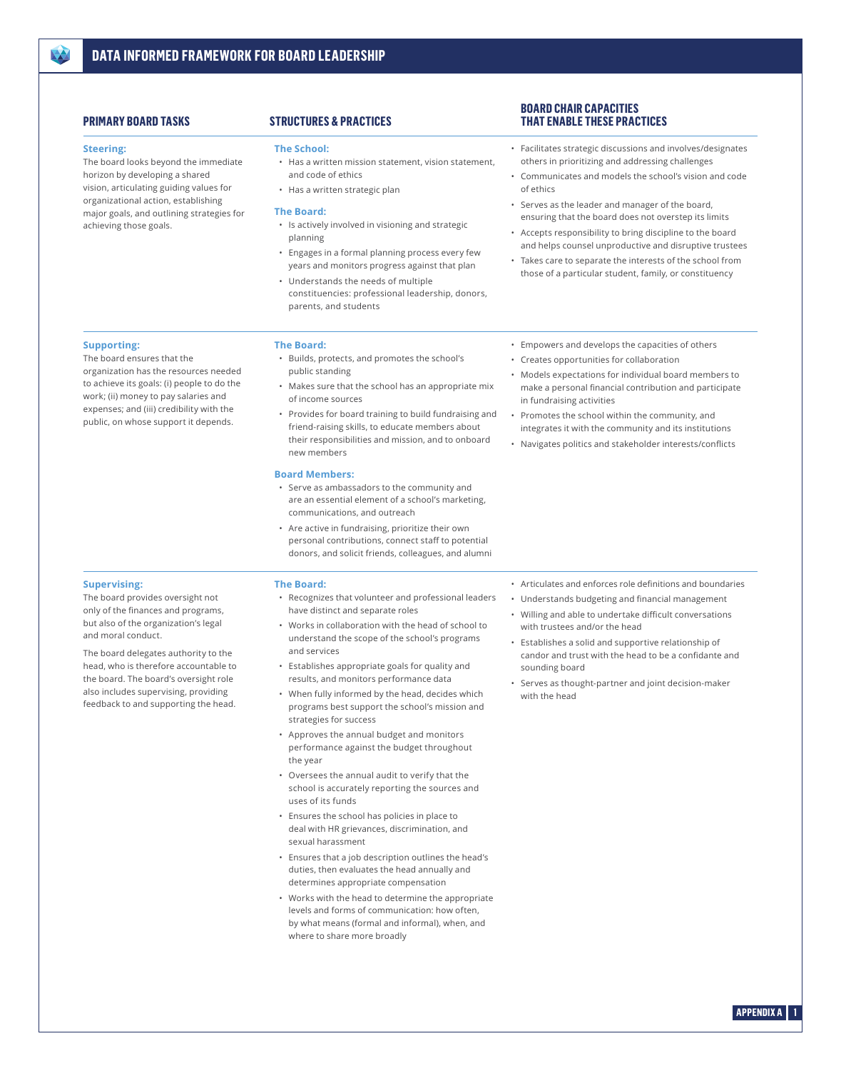# DATA INFORMED FRAMEWORK FOR BOARD LEADERSHIP

| PRIMARY BOARD TASKS | STRUCTURES & PRACTICES | BOARD CHAIR CAPACITIES THAT ENABLE THESE PRACTICES |
|---|---|---|
| **Steering:**<br>The board looks beyond the immediate horizon by developing a shared vision, articulating guiding values for organizational action, establishing major goals, and outlining strategies for achieving those goals. | **The School:**<br>• Has a written mission statement, vision statement, and code of ethics<br>• Has a written strategic plan<br><br>**The Board:**<br>• Is actively involved in visioning and strategic planning<br>• Engages in a formal planning process every few years and monitors progress against that plan<br>• Understands the needs of multiple constituencies: professional leadership, donors, parents, and students | • Facilitates strategic discussions and involves/designates others in prioritizing and addressing challenges<br>• Communicates and models the school's vision and code of ethics<br>• Serves as the leader and manager of the board, ensuring that the board does not overstep its limits<br>• Accepts responsibility to bring discipline to the board and helps counsel unproductive and disruptive trustees<br>• Takes care to separate the interests of the school from those of a particular student, family, or constituency |
| **Supporting:**<br>The board ensures that the organization has the resources needed to achieve its goals: (i) people to do the work; (ii) money to pay salaries and expenses; and (iii) credibility with the public, on whose support it depends. | **The Board:**<br>• Builds, protects, and promotes the school's public standing<br>• Makes sure that the school has an appropriate mix of income sources<br>• Provides for board training to build fundraising and friend-raising skills, to educate members about their responsibilities and mission, and to onboard new members<br><br>**Board Members:**<br>• Serve as ambassadors to the community and are an essential element of a school's marketing, communications, and outreach<br>• Are active in fundraising, prioritize their own personal contributions, connect staff to potential donors, and solicit friends, colleagues, and alumni | • Empowers and develops the capacities of others<br>• Creates opportunities for collaboration<br>• Models expectations for individual board members to make a personal financial contribution and participate in fundraising activities<br>• Promotes the school within the community, and integrates it with the community and its institutions<br>• Navigates politics and stakeholder interests/conflicts |
| **Supervising:**<br>The board provides oversight not only of the finances and programs, but also of the organization's legal and moral conduct.<br><br>The board delegates authority to the head, who is therefore accountable to the board. The board's oversight role also includes supervising, providing feedback to and supporting the head. | **The Board:**<br>• Recognizes that volunteer and professional leaders have distinct and separate roles<br>• Works in collaboration with the head of school to understand the scope of the school's programs and services<br>• Establishes appropriate goals for quality and results, and monitors performance data<br>• When fully informed by the head, decides which programs best support the school's mission and strategies for success<br>• Approves the annual budget and monitors performance against the budget throughout the year<br>• Oversees the annual audit to verify that the school is accurately reporting the sources and uses of its funds<br>• Ensures the school has policies in place to deal with HR grievances, discrimination, and sexual harassment<br>• Ensures that a job description outlines the head's duties, then evaluates the head annually and determines appropriate compensation<br>• Works with the head to determine the appropriate levels and forms of communication: how often, by what means (formal and informal), when, and where to share more broadly | • Articulates and enforces role definitions and boundaries<br>• Understands budgeting and financial management<br>• Willing and able to undertake difficult conversations with trustees and/or the head<br>• Establishes a solid and supportive relationship of candor and trust with the head to be a confidante and sounding board<br>• Serves as thought-partner and joint decision-maker with the head |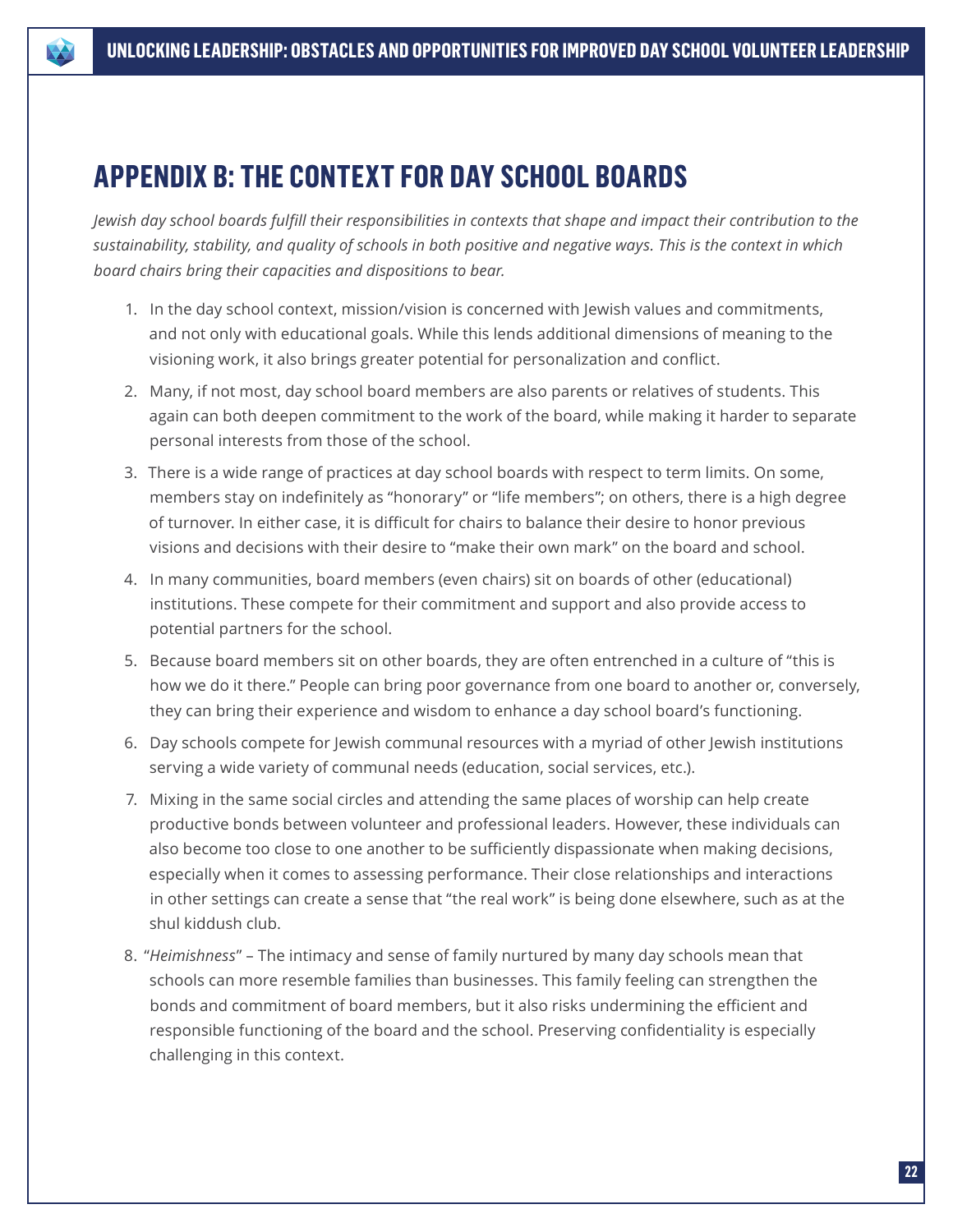# APPENDIX B: THE CONTEXT FOR DAY SCHOOL BOARDS

*Jewish day school boards fulfill their responsibilities in contexts that shape and impact their contribution to the sustainability, stability, and quality of schools in both positive and negative ways. This is the context in which board chairs bring their capacities and dispositions to bear.*

1. In the day school context, mission/vision is concerned with Jewish values and commitments, and not only with educational goals. While this lends additional dimensions of meaning to the visioning work, it also brings greater potential for personalization and conflict.
2. Many, if not most, day school board members are also parents or relatives of students. This again can both deepen commitment to the work of the board, while making it harder to separate personal interests from those of the school.
3. There is a wide range of practices at day school boards with respect to term limits. On some, members stay on indefinitely as "honorary" or "life members"; on others, there is a high degree of turnover. In either case, it is difficult for chairs to balance their desire to honor previous visions and decisions with their desire to "make their own mark" on the board and school.
4. In many communities, board members (even chairs) sit on boards of other (educational) institutions. These compete for their commitment and support and also provide access to potential partners for the school.
5. Because board members sit on other boards, they are often entrenched in a culture of "this is how we do it there." People can bring poor governance from one board to another or, conversely, they can bring their experience and wisdom to enhance a day school board's functioning.
6. Day schools compete for Jewish communal resources with a myriad of other Jewish institutions serving a wide variety of communal needs (education, social services, etc.).
7. Mixing in the same social circles and attending the same places of worship can help create productive bonds between volunteer and professional leaders. However, these individuals can also become too close to one another to be sufficiently dispassionate when making decisions, especially when it comes to assessing performance. Their close relationships and interactions in other settings can create a sense that "the real work" is being done elsewhere, such as at the shul kiddush club.
8. "*Heimishness*" – The intimacy and sense of family nurtured by many day schools mean that schools can more resemble families than businesses. This family feeling can strengthen the bonds and commitment of board members, but it also risks undermining the efficient and responsible functioning of the board and the school. Preserving confidentiality is especially challenging in this context.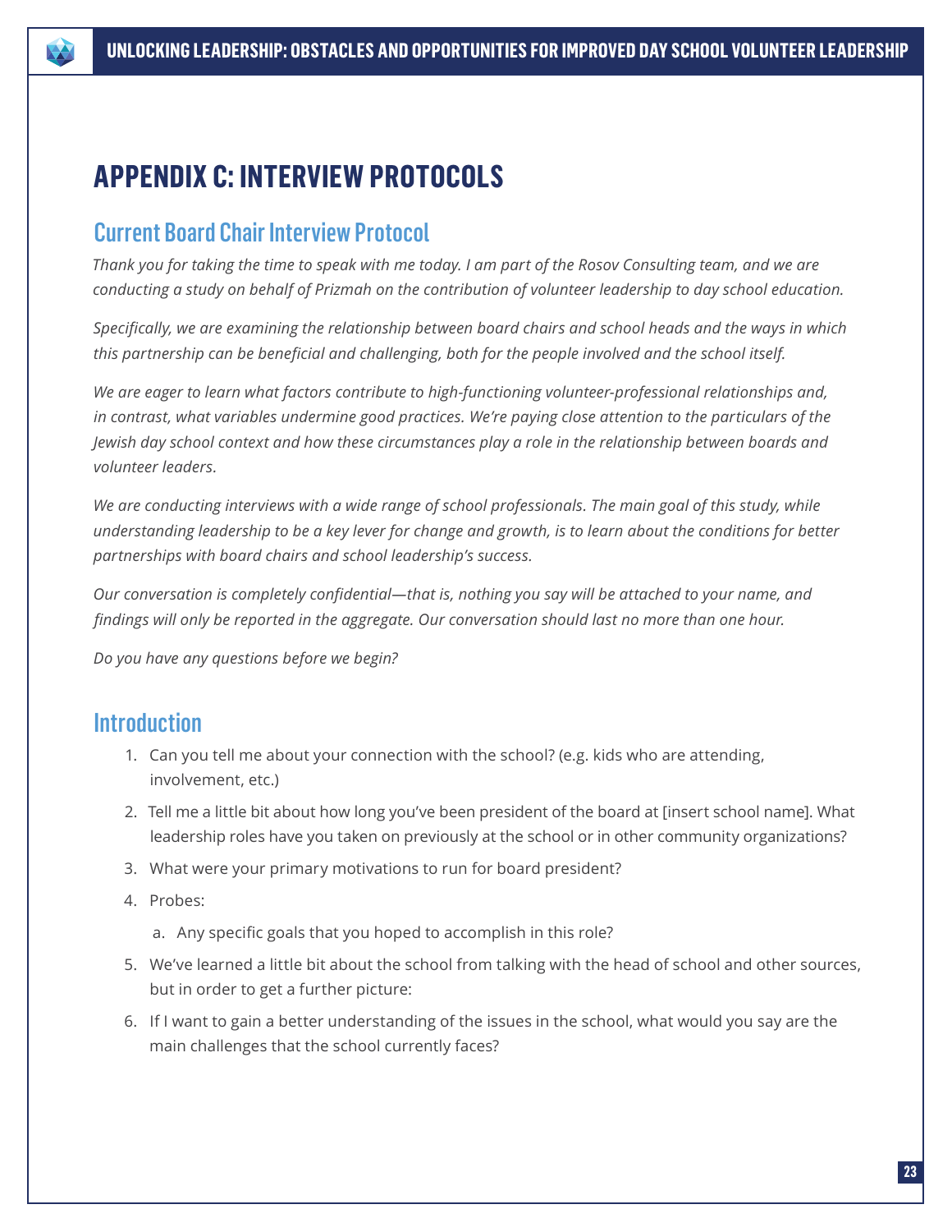# APPENDIX C: INTERVIEW PROTOCOLS

## Current Board Chair Interview Protocol

*Thank you for taking the time to speak with me today. I am part of the Rosov Consulting team, and we are conducting a study on behalf of Prizmah on the contribution of volunteer leadership to day school education.*

*Specifically, we are examining the relationship between board chairs and school heads and the ways in which this partnership can be beneficial and challenging, both for the people involved and the school itself.*

*We are eager to learn what factors contribute to high-functioning volunteer-professional relationships and, in contrast, what variables undermine good practices. We're paying close attention to the particulars of the Jewish day school context and how these circumstances play a role in the relationship between boards and volunteer leaders.*

*We are conducting interviews with a wide range of school professionals. The main goal of this study, while understanding leadership to be a key lever for change and growth, is to learn about the conditions for better partnerships with board chairs and school leadership's success.*

*Our conversation is completely confidential—that is, nothing you say will be attached to your name, and findings will only be reported in the aggregate. Our conversation should last no more than one hour.*

*Do you have any questions before we begin?*

## Introduction

1. Can you tell me about your connection with the school? (e.g. kids who are attending, involvement, etc.)
2. Tell me a little bit about how long you've been president of the board at [insert school name]. What leadership roles have you taken on previously at the school or in other community organizations?
3. What were your primary motivations to run for board president?
4. Probes:
   a. Any specific goals that you hoped to accomplish in this role?
5. We've learned a little bit about the school from talking with the head of school and other sources, but in order to get a further picture:
6. If I want to gain a better understanding of the issues in the school, what would you say are the main challenges that the school currently faces?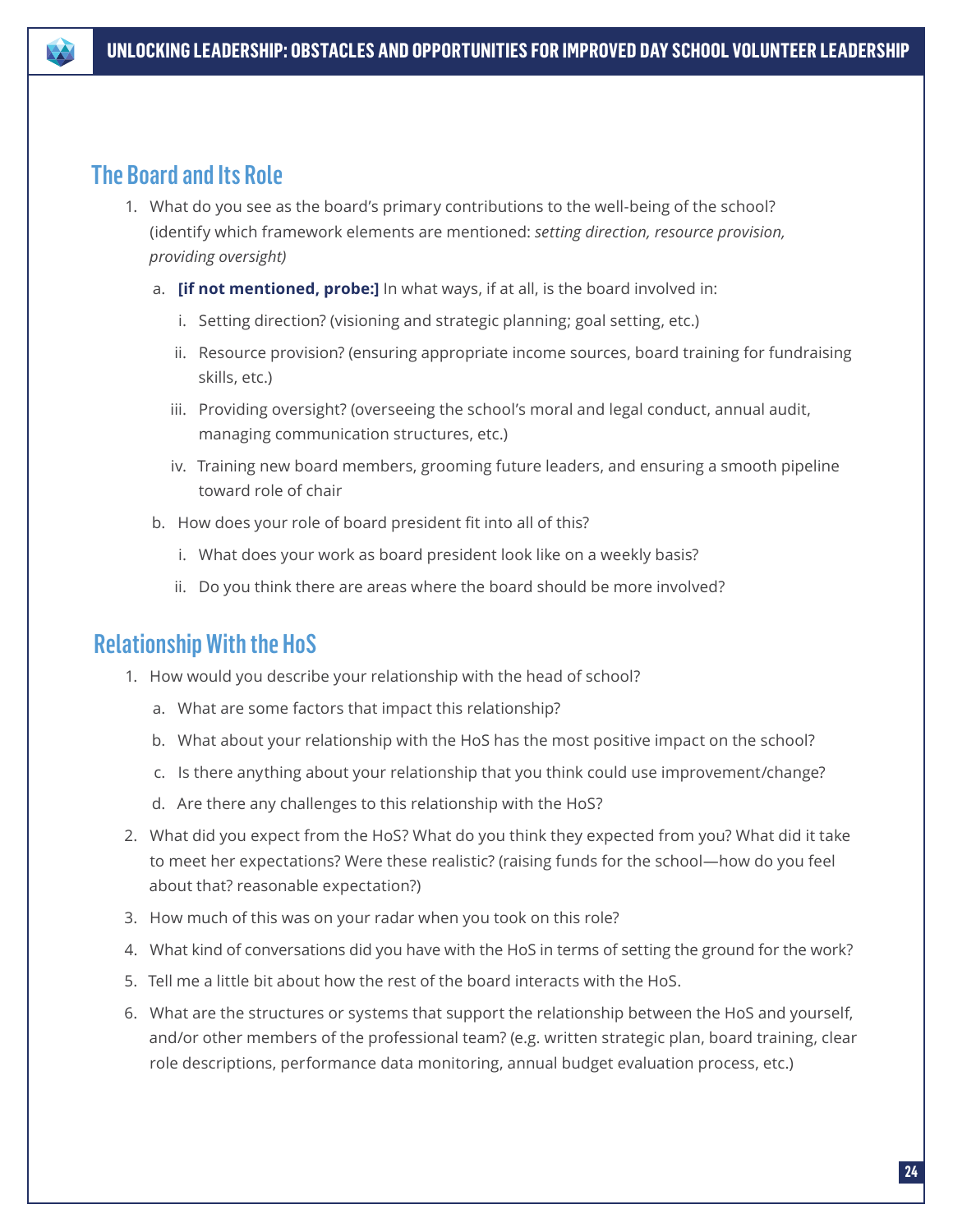## The Board and Its Role

1. What do you see as the board's primary contributions to the well-being of the school? (identify which framework elements are mentioned: *setting direction, resource provision, providing oversight)*
   a. **[if not mentioned, probe:]** In what ways, if at all, is the board involved in:
      i. Setting direction? (visioning and strategic planning; goal setting, etc.)
      ii. Resource provision? (ensuring appropriate income sources, board training for fundraising skills, etc.)
      iii. Providing oversight? (overseeing the school's moral and legal conduct, annual audit, managing communication structures, etc.)
      iv. Training new board members, grooming future leaders, and ensuring a smooth pipeline toward role of chair
   b. How does your role of board president fit into all of this?
      i. What does your work as board president look like on a weekly basis?
      ii. Do you think there are areas where the board should be more involved?

## Relationship With the HoS

1. How would you describe your relationship with the head of school?
   a. What are some factors that impact this relationship?
   b. What about your relationship with the HoS has the most positive impact on the school?
   c. Is there anything about your relationship that you think could use improvement/change?
   d. Are there any challenges to this relationship with the HoS?
2. What did you expect from the HoS? What do you think they expected from you? What did it take to meet her expectations? Were these realistic? (raising funds for the school—how do you feel about that? reasonable expectation?)
3. How much of this was on your radar when you took on this role?
4. What kind of conversations did you have with the HoS in terms of setting the ground for the work?
5. Tell me a little bit about how the rest of the board interacts with the HoS.
6. What are the structures or systems that support the relationship between the HoS and yourself, and/or other members of the professional team? (e.g. written strategic plan, board training, clear role descriptions, performance data monitoring, annual budget evaluation process, etc.)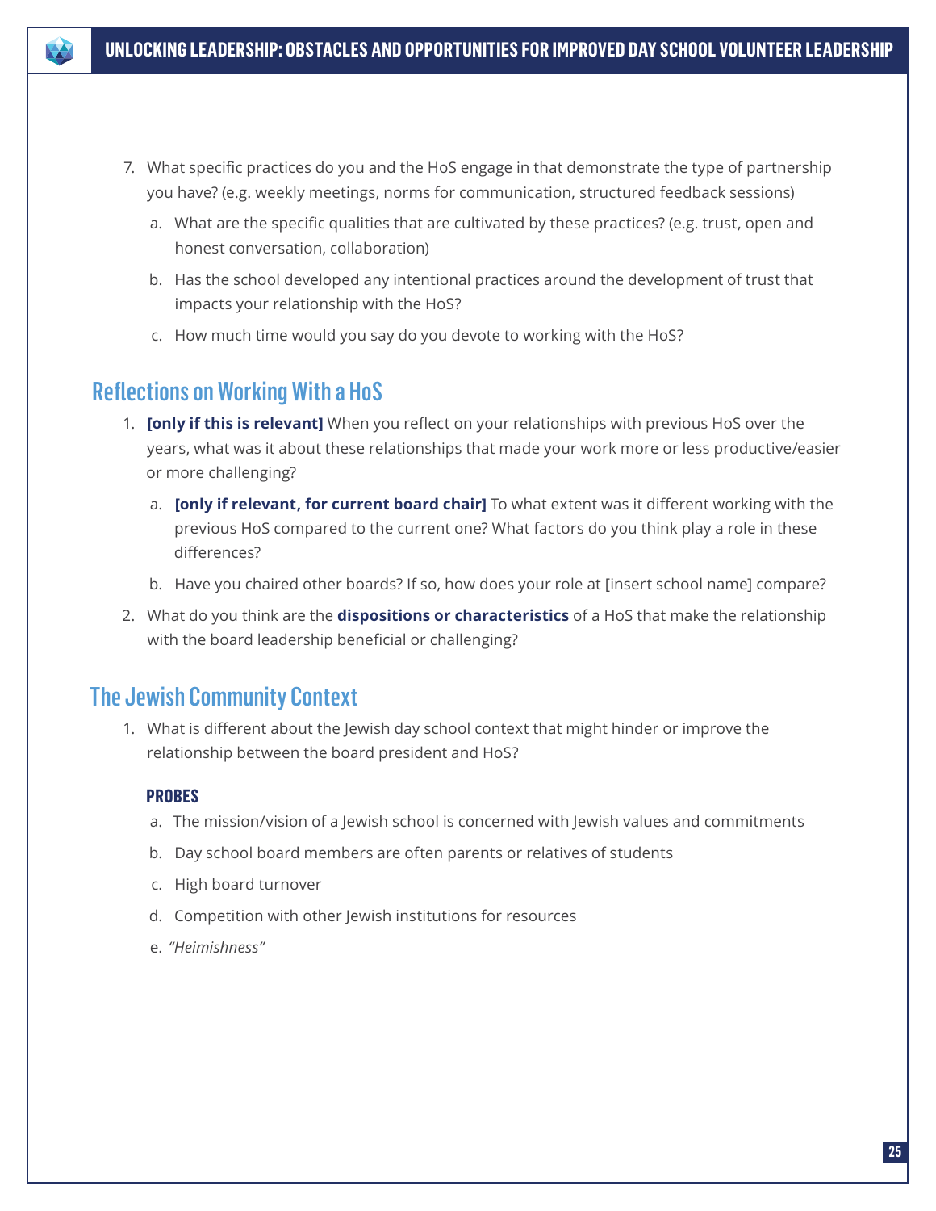7. What specific practices do you and the HoS engage in that demonstrate the type of partnership you have? (e.g. weekly meetings, norms for communication, structured feedback sessions)
   a. What are the specific qualities that are cultivated by these practices? (e.g. trust, open and honest conversation, collaboration)
   b. Has the school developed any intentional practices around the development of trust that impacts your relationship with the HoS?
   c. How much time would you say do you devote to working with the HoS?

## Reflections on Working With a HoS

1. **[only if this is relevant]** When you reflect on your relationships with previous HoS over the years, what was it about these relationships that made your work more or less productive/easier or more challenging?
   a. **[only if relevant, for current board chair]** To what extent was it different working with the previous HoS compared to the current one? What factors do you think play a role in these differences?
   b. Have you chaired other boards? If so, how does your role at [insert school name] compare?
2. What do you think are the **dispositions or characteristics** of a HoS that make the relationship with the board leadership beneficial or challenging?

## The Jewish Community Context

1. What is different about the Jewish day school context that might hinder or improve the relationship between the board president and HoS?

   **PROBES**

   a. The mission/vision of a Jewish school is concerned with Jewish values and commitments
   b. Day school board members are often parents or relatives of students
   c. High board turnover
   d. Competition with other Jewish institutions for resources
   e. *"Heimishness"*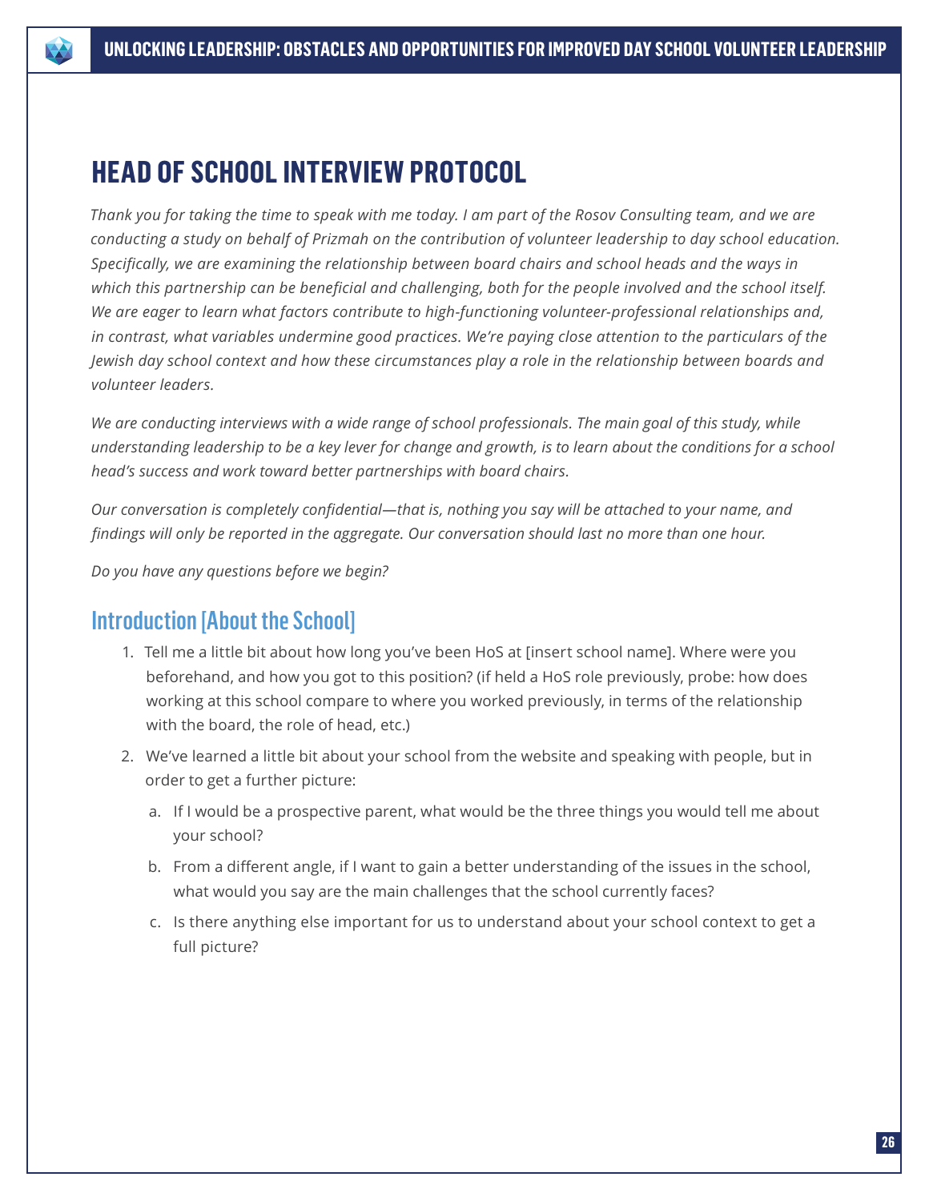# HEAD OF SCHOOL INTERVIEW PROTOCOL

*Thank you for taking the time to speak with me today. I am part of the Rosov Consulting team, and we are conducting a study on behalf of Prizmah on the contribution of volunteer leadership to day school education. Specifically, we are examining the relationship between board chairs and school heads and the ways in which this partnership can be beneficial and challenging, both for the people involved and the school itself. We are eager to learn what factors contribute to high-functioning volunteer-professional relationships and, in contrast, what variables undermine good practices. We're paying close attention to the particulars of the Jewish day school context and how these circumstances play a role in the relationship between boards and volunteer leaders.*

*We are conducting interviews with a wide range of school professionals. The main goal of this study, while understanding leadership to be a key lever for change and growth, is to learn about the conditions for a school head's success and work toward better partnerships with board chairs.*

*Our conversation is completely confidential—that is, nothing you say will be attached to your name, and findings will only be reported in the aggregate. Our conversation should last no more than one hour.*

*Do you have any questions before we begin?*

## Introduction [About the School]

1. Tell me a little bit about how long you've been HoS at [insert school name]. Where were you beforehand, and how you got to this position? (if held a HoS role previously, probe: how does working at this school compare to where you worked previously, in terms of the relationship with the board, the role of head, etc.)
2. We've learned a little bit about your school from the website and speaking with people, but in order to get a further picture:
   a. If I would be a prospective parent, what would be the three things you would tell me about your school?
   b. From a different angle, if I want to gain a better understanding of the issues in the school, what would you say are the main challenges that the school currently faces?
   c. Is there anything else important for us to understand about your school context to get a full picture?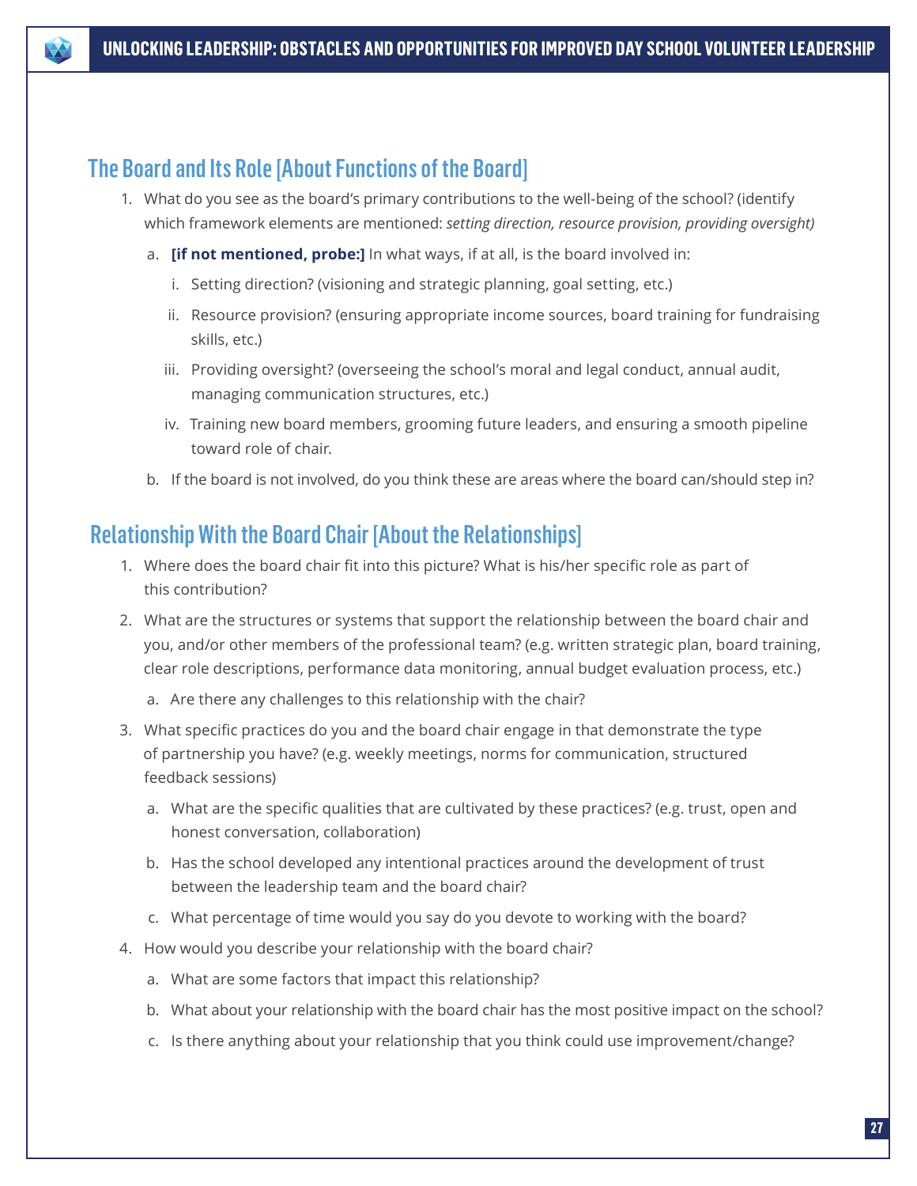## The Board and Its Role [About Functions of the Board]

1. What do you see as the board's primary contributions to the well-being of the school? (identify which framework elements are mentioned: *setting direction, resource provision, providing oversight)*
   a. **[if not mentioned, probe:]** In what ways, if at all, is the board involved in:
      i. Setting direction? (visioning and strategic planning, goal setting, etc.)
      ii. Resource provision? (ensuring appropriate income sources, board training for fundraising skills, etc.)
      iii. Providing oversight? (overseeing the school's moral and legal conduct, annual audit, managing communication structures, etc.)
      iv. Training new board members, grooming future leaders, and ensuring a smooth pipeline toward role of chair.
   b. If the board is not involved, do you think these are areas where the board can/should step in?

## Relationship With the Board Chair [About the Relationships]

1. Where does the board chair fit into this picture? What is his/her specific role as part of this contribution?
2. What are the structures or systems that support the relationship between the board chair and you, and/or other members of the professional team? (e.g. written strategic plan, board training, clear role descriptions, performance data monitoring, annual budget evaluation process, etc.)
   a. Are there any challenges to this relationship with the chair?
3. What specific practices do you and the board chair engage in that demonstrate the type of partnership you have? (e.g. weekly meetings, norms for communication, structured feedback sessions)
   a. What are the specific qualities that are cultivated by these practices? (e.g. trust, open and honest conversation, collaboration)
   b. Has the school developed any intentional practices around the development of trust between the leadership team and the board chair?
   c. What percentage of time would you say do you devote to working with the board?
4. How would you describe your relationship with the board chair?
   a. What are some factors that impact this relationship?
   b. What about your relationship with the board chair has the most positive impact on the school?
   c. Is there anything about your relationship that you think could use improvement/change?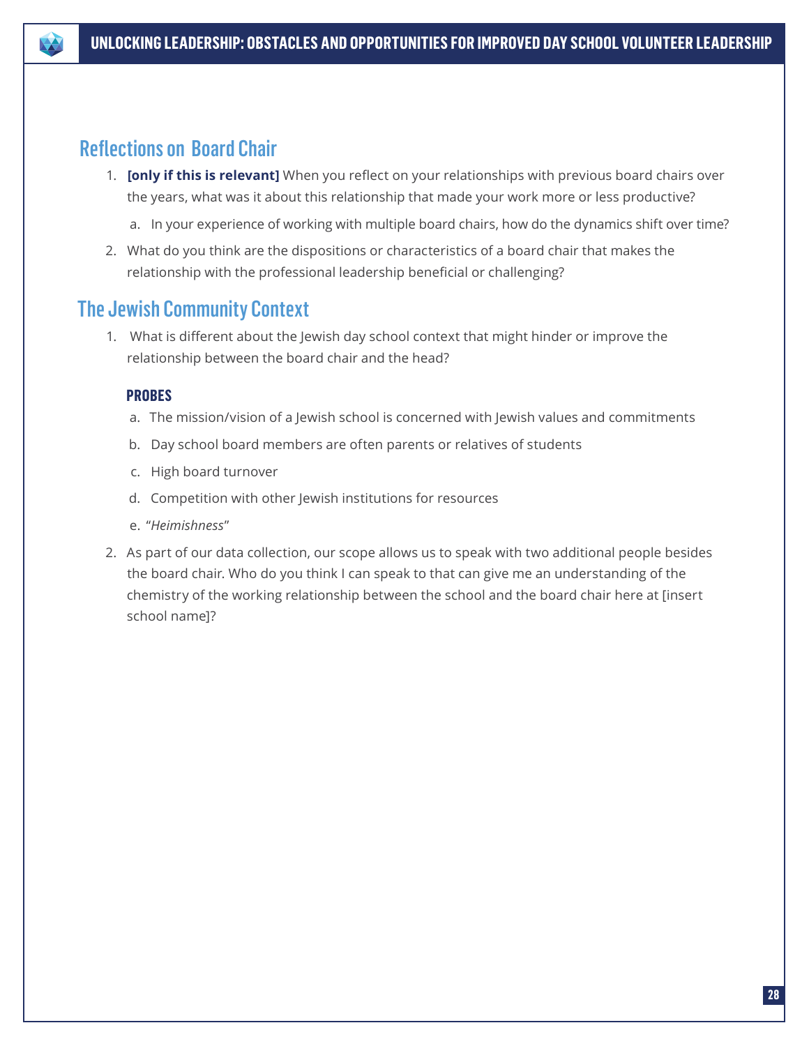## Reflections on Board Chair

1. **[only if this is relevant]** When you reflect on your relationships with previous board chairs over the years, what was it about this relationship that made your work more or less productive?
   a. In your experience of working with multiple board chairs, how do the dynamics shift over time?
2. What do you think are the dispositions or characteristics of a board chair that makes the relationship with the professional leadership beneficial or challenging?

## The Jewish Community Context

1. What is different about the Jewish day school context that might hinder or improve the relationship between the board chair and the head?

   **PROBES**

   a. The mission/vision of a Jewish school is concerned with Jewish values and commitments
   b. Day school board members are often parents or relatives of students
   c. High board turnover
   d. Competition with other Jewish institutions for resources
   e. "*Heimishness*"
2. As part of our data collection, our scope allows us to speak with two additional people besides the board chair. Who do you think I can speak to that can give me an understanding of the chemistry of the working relationship between the school and the board chair here at [insert school name]?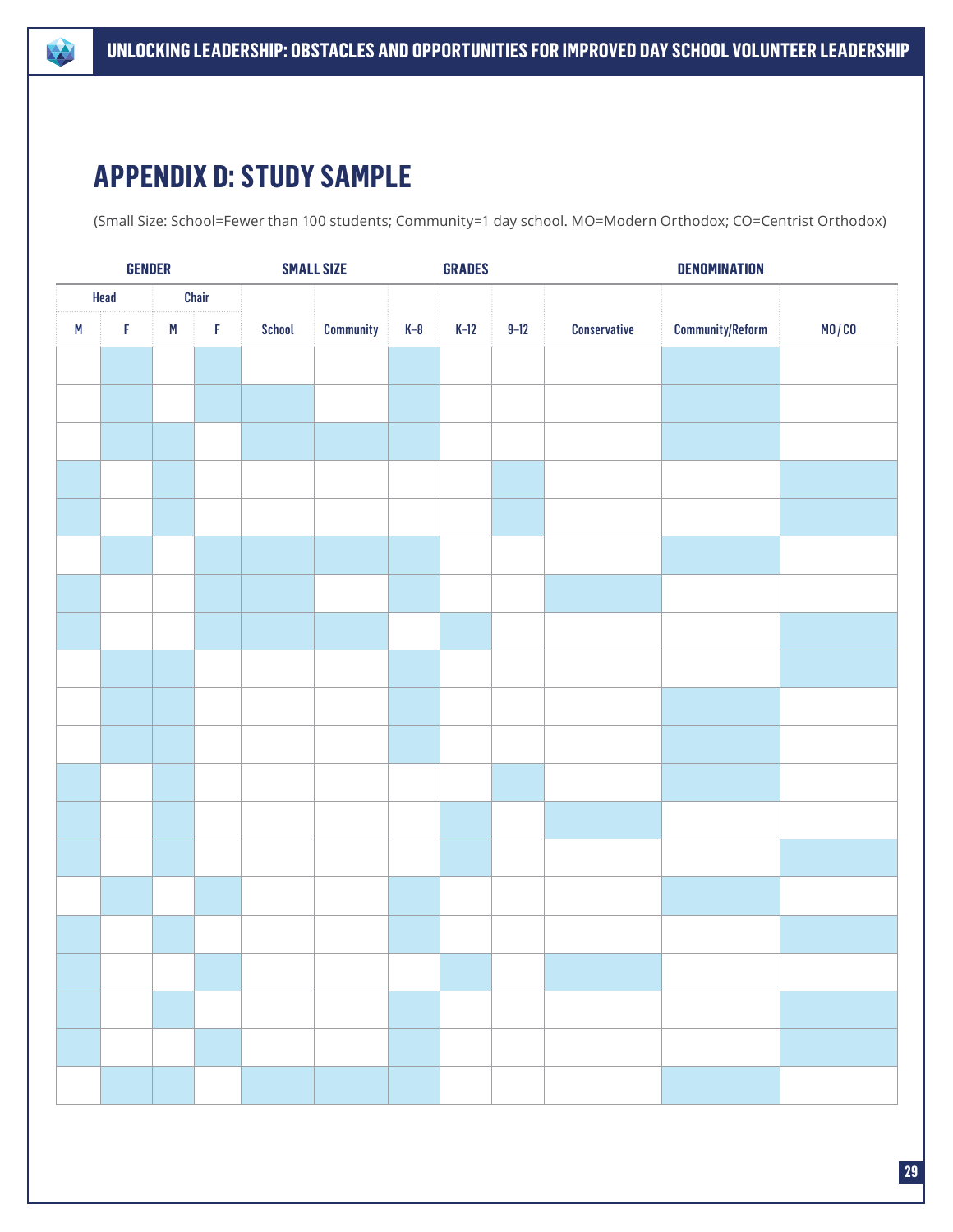# APPENDIX D: STUDY SAMPLE

(Small Size: School=Fewer than 100 students; Community=1 day school. MO=Modern Orthodox; CO=Centrist Orthodox)

| GENDER | | | | SMALL SIZE | | GRADES | | | DENOMINATION | | |
|---|---|---|---|---|---|---|---|---|---|---|---|
| Head | | Chair | | | | | | | | | |
| M | F | M | F | School | Community | K–8 | K–12 | 9–12 | Conservative | Community/Reform | MO/CO |
| | ■ | | ■ | | | ■ | | | | ■ | |
| | ■ | | ■ | ■ | | ■ | | | | ■ | |
| | ■ | ■ | | ■ | ■ | ■ | | | | ■ | |
| ■ | | ■ | | | | | | ■ | | | ■ |
| ■ | | ■ | | | | | | ■ | | | ■ |
| | ■ | | ■ | ■ | ■ | ■ | | | | ■ | |
| ■ | | | ■ | ■ | | ■ | | | ■ | | |
| ■ | | | ■ | ■ | ■ | | ■ | | | | ■ |
| | ■ | ■ | | | | ■ | | | | | ■ |
| | ■ | ■ | | | | ■ | | | | ■ | |
| | ■ | ■ | | | | ■ | | | | ■ | |
| ■ | | ■ | | | | | | ■ | | ■ | |
| ■ | | ■ | | | | | ■ | | ■ | | |
| ■ | | ■ | | | | | ■ | | | | ■ |
| | ■ | | ■ | | | ■ | | | | ■ | |
| ■ | | ■ | | | | ■ | | | | | ■ |
| ■ | | | ■ | | | | ■ | | ■ | | |
| ■ | | ■ | | | | ■ | | | | | ■ |
| ■ | | | ■ | | | ■ | | | | | ■ |
| | ■ | ■ | | ■ | ■ | ■ | | | | ■ | |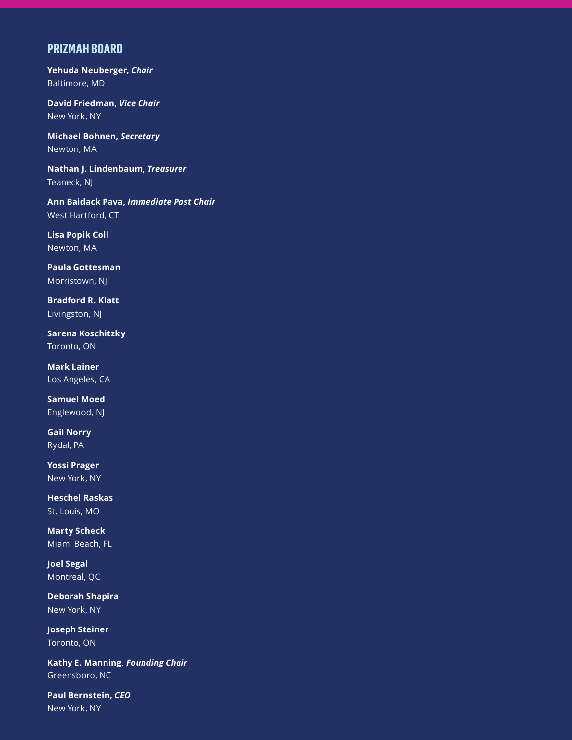## PRIZMAH BOARD

**Yehuda Neuberger, *Chair***
Baltimore, MD

**David Friedman, *Vice Chair***
New York, NY

**Michael Bohnen, *Secretary***
Newton, MA

**Nathan J. Lindenbaum, *Treasurer***
Teaneck, NJ

**Ann Baidack Pava, *Immediate Past Chair***
West Hartford, CT

**Lisa Popik Coll**
Newton, MA

**Paula Gottesman**
Morristown, NJ

**Bradford R. Klatt**
Livingston, NJ

**Sarena Koschitzky**
Toronto, ON

**Mark Lainer**
Los Angeles, CA

**Samuel Moed**
Englewood, NJ

**Gail Norry**
Rydal, PA

**Yossi Prager**
New York, NY

**Heschel Raskas**
St. Louis, MO

**Marty Scheck**
Miami Beach, FL

**Joel Segal**
Montreal, QC

**Deborah Shapira**
New York, NY

**Joseph Steiner**
Toronto, ON

**Kathy E. Manning, *Founding Chair***
Greensboro, NC

**Paul Bernstein, *CEO***
New York, NY